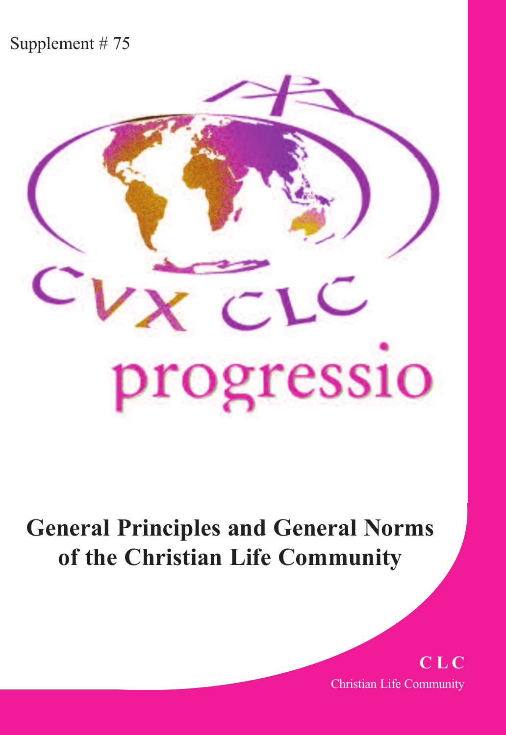Supplement # 75

CVX CLC

progressio

# General Principles and General Norms of the Christian Life Community

**CLC**

Christian Life Community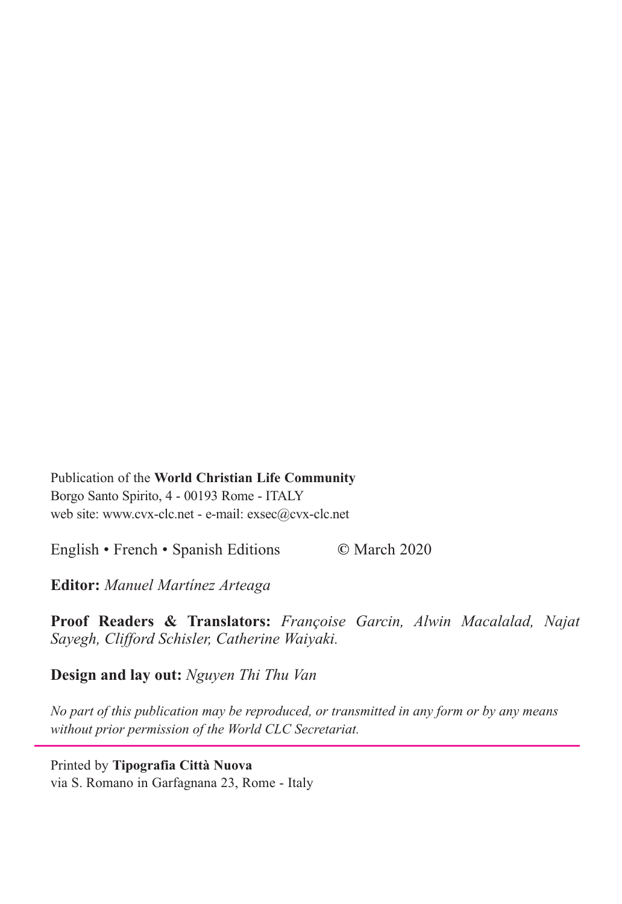Publication of the **World Christian Life Community**
Borgo Santo Spirito, 4 - 00193 Rome - ITALY
web site: www.cvx-clc.net - e-mail: exsec@cvx-clc.net

English • French • Spanish Editions © March 2020

**Editor:** *Manuel Martínez Arteaga*

**Proof Readers & Translators:** *Françoise Garcin, Alwin Macalalad, Najat Sayegh, Clifford Schisler, Catherine Waiyaki.*

**Design and lay out:** *Nguyen Thi Thu Van*

*No part of this publication may be reproduced, or transmitted in any form or by any means without prior permission of the World CLC Secretariat.*

---

Printed by **Tipografia Città Nuova**
via S. Romano in Garfagnana 23, Rome - Italy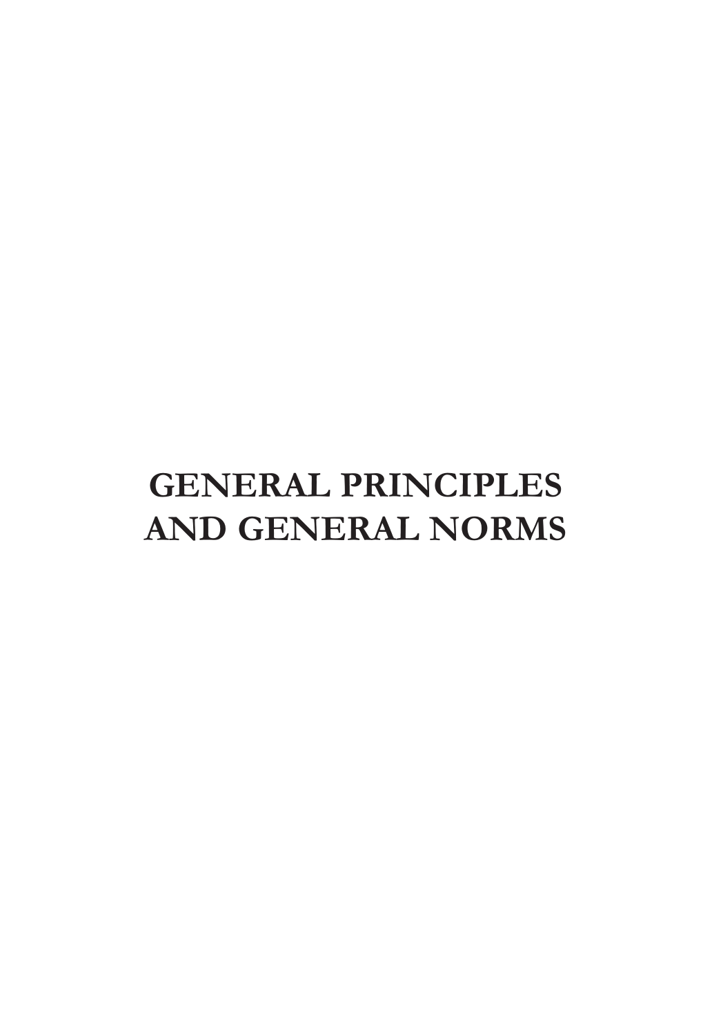# GENERAL PRINCIPLES AND GENERAL NORMS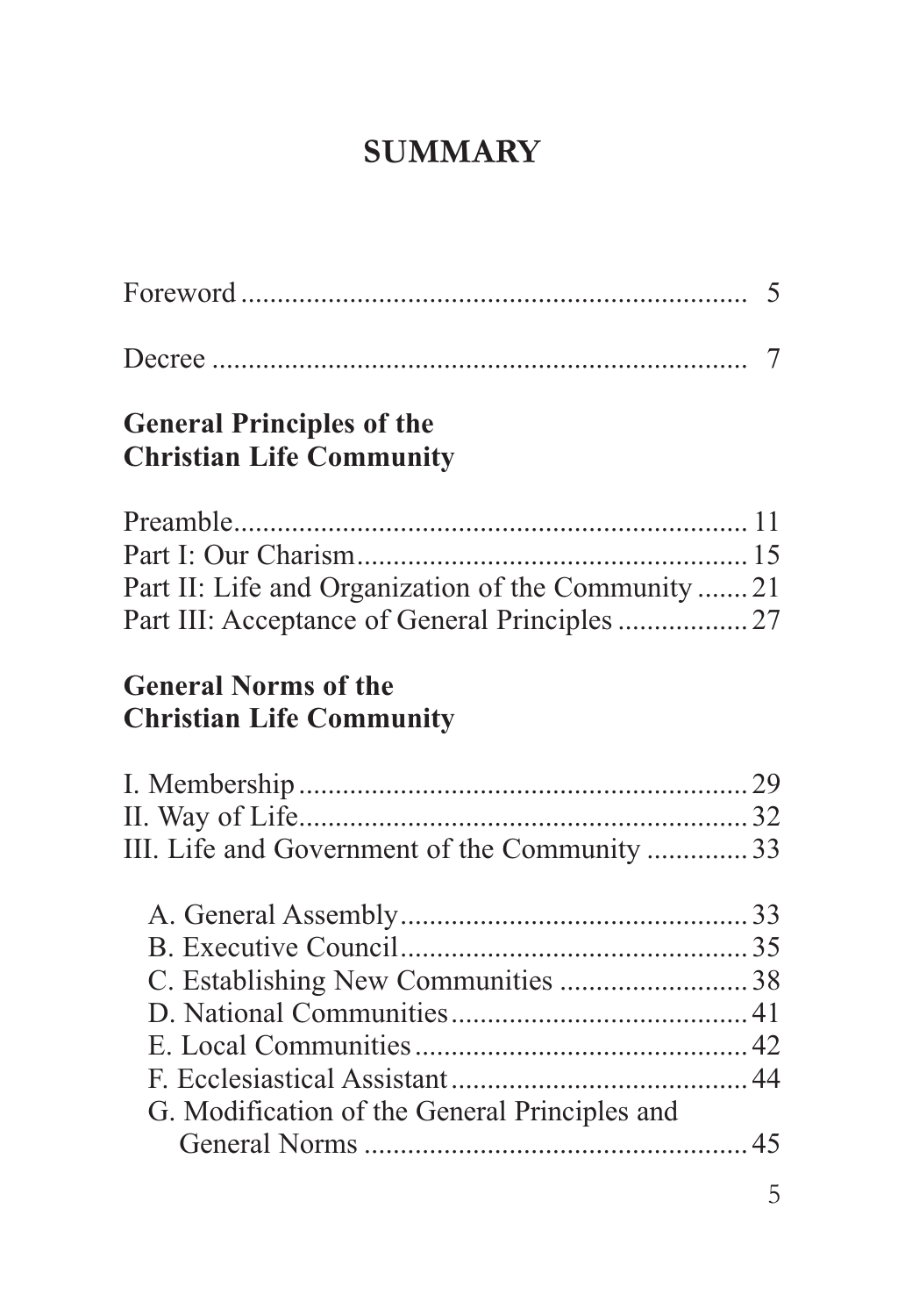# SUMMARY

Foreword .................................................................... 5

Decree ....................................................................... 7

**General Principles of the Christian Life Community**

Preamble ..................................................................... 11
Part I: Our Charism ...................................................... 15
Part II: Life and Organization of the Community ....... 21
Part III: Acceptance of General Principles .................. 27

**General Norms of the Christian Life Community**

I. Membership .............................................................. 29
II. Way of Life ............................................................. 32
III. Life and Government of the Community .............. 33

- A. General Assembly ................................................ 33
- B. Executive Council ................................................ 35
- C. Establishing New Communities .......................... 38
- D. National Communities ......................................... 41
- E. Local Communities .............................................. 42
- F. Ecclesiastical Assistant ......................................... 44
- G. Modification of the General Principles and General Norms ...................................................... 45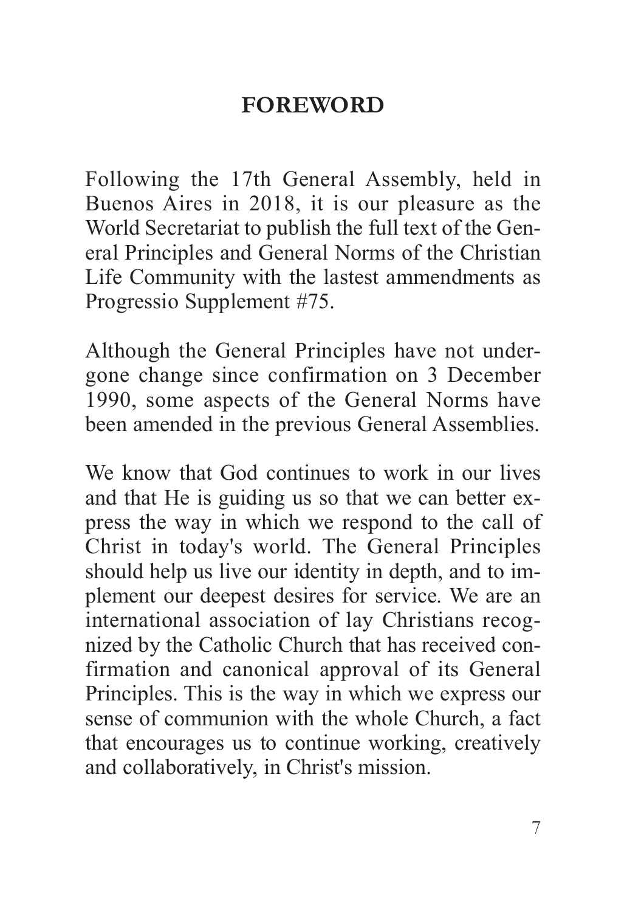# FOREWORD

Following the 17th General Assembly, held in Buenos Aires in 2018, it is our pleasure as the World Secretariat to publish the full text of the General Principles and General Norms of the Christian Life Community with the lastest ammendments as Progressio Supplement #75.

Although the General Principles have not undergone change since confirmation on 3 December 1990, some aspects of the General Norms have been amended in the previous General Assemblies.

We know that God continues to work in our lives and that He is guiding us so that we can better express the way in which we respond to the call of Christ in today's world. The General Principles should help us live our identity in depth, and to implement our deepest desires for service. We are an international association of lay Christians recognized by the Catholic Church that has received confirmation and canonical approval of its General Principles. This is the way in which we express our sense of communion with the whole Church, a fact that encourages us to continue working, creatively and collaboratively, in Christ's mission.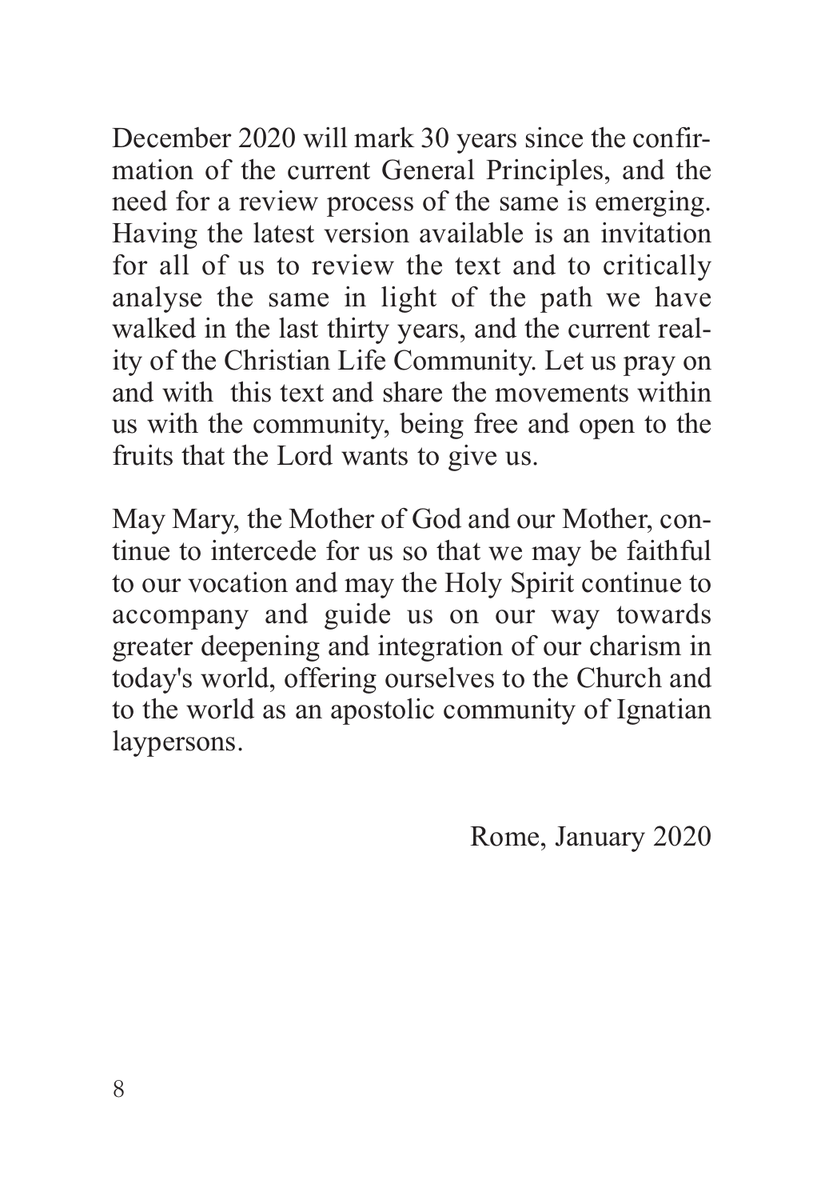December 2020 will mark 30 years since the confirmation of the current General Principles, and the need for a review process of the same is emerging. Having the latest version available is an invitation for all of us to review the text and to critically analyse the same in light of the path we have walked in the last thirty years, and the current reality of the Christian Life Community. Let us pray on and with this text and share the movements within us with the community, being free and open to the fruits that the Lord wants to give us.

May Mary, the Mother of God and our Mother, continue to intercede for us so that we may be faithful to our vocation and may the Holy Spirit continue to accompany and guide us on our way towards greater deepening and integration of our charism in today's world, offering ourselves to the Church and to the world as an apostolic community of Ignatian laypersons.

Rome, January 2020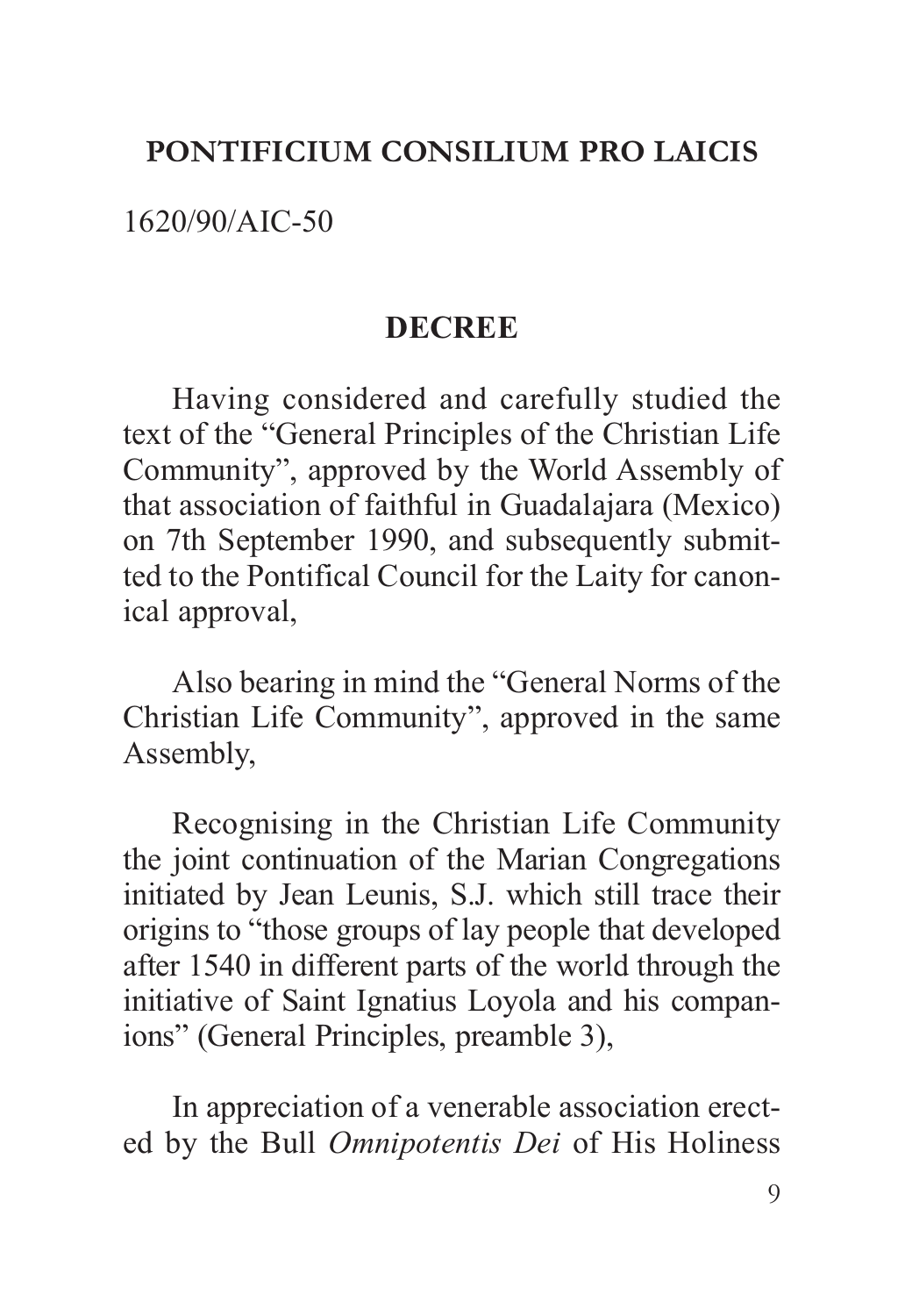**PONTIFICIUM CONSILIUM PRO LAICIS**

1620/90/AIC-50

**DECREE**

Having considered and carefully studied the text of the "General Principles of the Christian Life Community", approved by the World Assembly of that association of faithful in Guadalajara (Mexico) on 7th September 1990, and subsequently submitted to the Pontifical Council for the Laity for canonical approval,

Also bearing in mind the "General Norms of the Christian Life Community", approved in the same Assembly,

Recognising in the Christian Life Community the joint continuation of the Marian Congregations initiated by Jean Leunis, S.J. which still trace their origins to "those groups of lay people that developed after 1540 in different parts of the world through the initiative of Saint Ignatius Loyola and his companions" (General Principles, preamble 3),

In appreciation of a venerable association erected by the Bull *Omnipotentis Dei* of His Holiness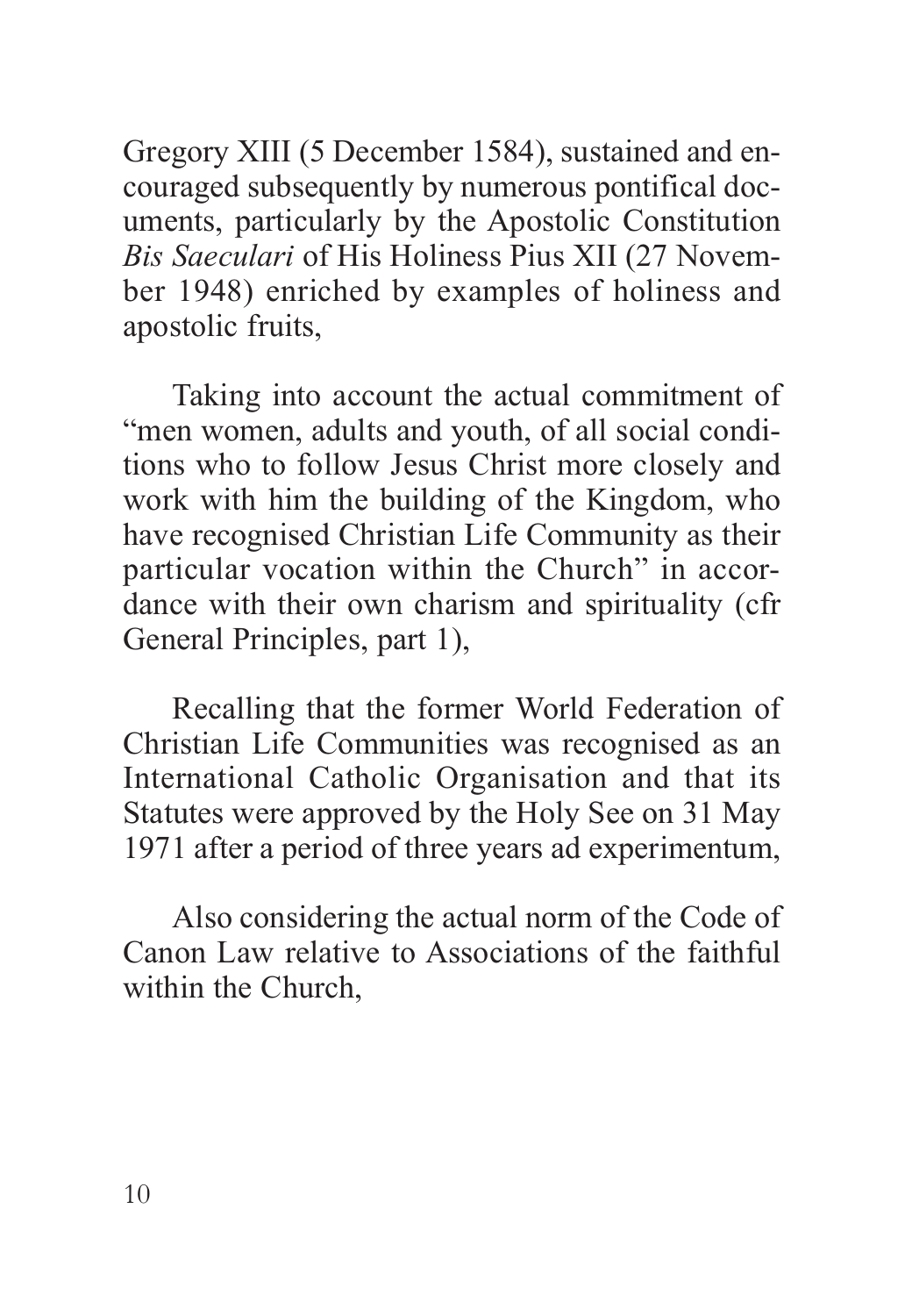Gregory XIII (5 December 1584), sustained and encouraged subsequently by numerous pontifical documents, particularly by the Apostolic Constitution *Bis Saeculari* of His Holiness Pius XII (27 November 1948) enriched by examples of holiness and apostolic fruits,

Taking into account the actual commitment of "men women, adults and youth, of all social conditions who to follow Jesus Christ more closely and work with him the building of the Kingdom, who have recognised Christian Life Community as their particular vocation within the Church" in accordance with their own charism and spirituality (cfr General Principles, part 1),

Recalling that the former World Federation of Christian Life Communities was recognised as an International Catholic Organisation and that its Statutes were approved by the Holy See on 31 May 1971 after a period of three years ad experimentum,

Also considering the actual norm of the Code of Canon Law relative to Associations of the faithful within the Church,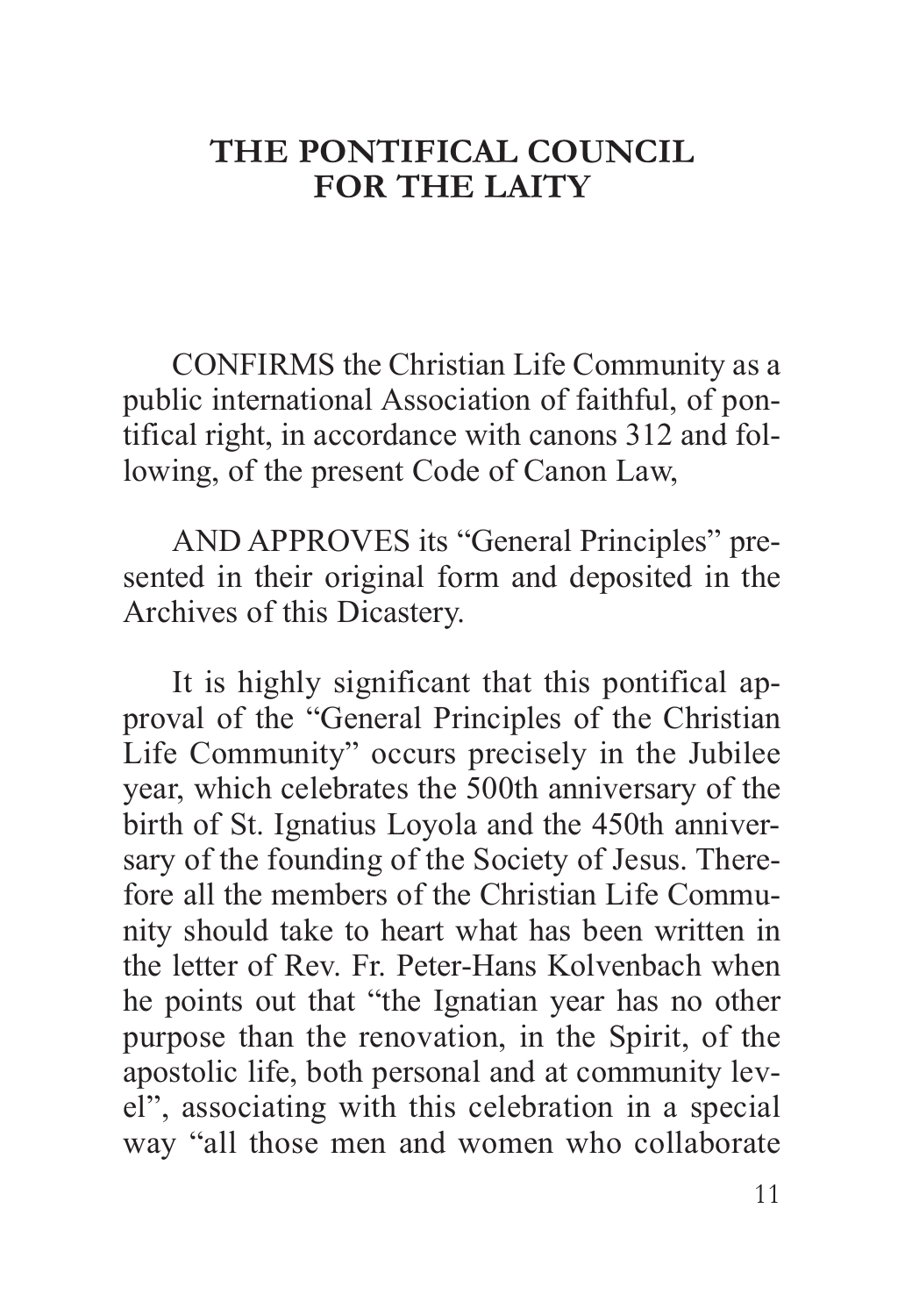# THE PONTIFICAL COUNCIL FOR THE LAITY

CONFIRMS the Christian Life Community as a public international Association of faithful, of pontifical right, in accordance with canons 312 and following, of the present Code of Canon Law,

AND APPROVES its "General Principles" presented in their original form and deposited in the Archives of this Dicastery.

It is highly significant that this pontifical approval of the "General Principles of the Christian Life Community" occurs precisely in the Jubilee year, which celebrates the 500th anniversary of the birth of St. Ignatius Loyola and the 450th anniversary of the founding of the Society of Jesus. Therefore all the members of the Christian Life Community should take to heart what has been written in the letter of Rev. Fr. Peter-Hans Kolvenbach when he points out that "the Ignatian year has no other purpose than the renovation, in the Spirit, of the apostolic life, both personal and at community level", associating with this celebration in a special way "all those men and women who collaborate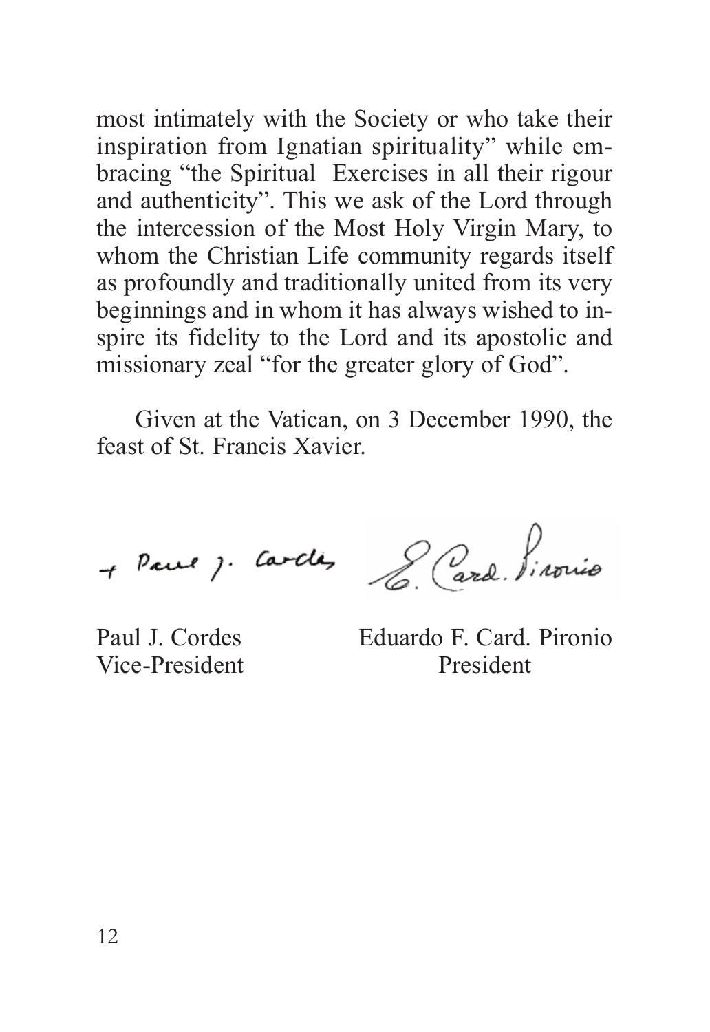most intimately with the Society or who take their inspiration from Ignatian spirituality" while embracing "the Spiritual Exercises in all their rigour and authenticity". This we ask of the Lord through the intercession of the Most Holy Virgin Mary, to whom the Christian Life community regards itself as profoundly and traditionally united from its very beginnings and in whom it has always wished to inspire its fidelity to the Lord and its apostolic and missionary zeal "for the greater glory of God".

Given at the Vatican, on 3 December 1990, the feast of St. Francis Xavier.

+ Paul J. Cordes    E. Card. Pironio

Paul J. Cordes
Vice-President

Eduardo F. Card. Pironio
President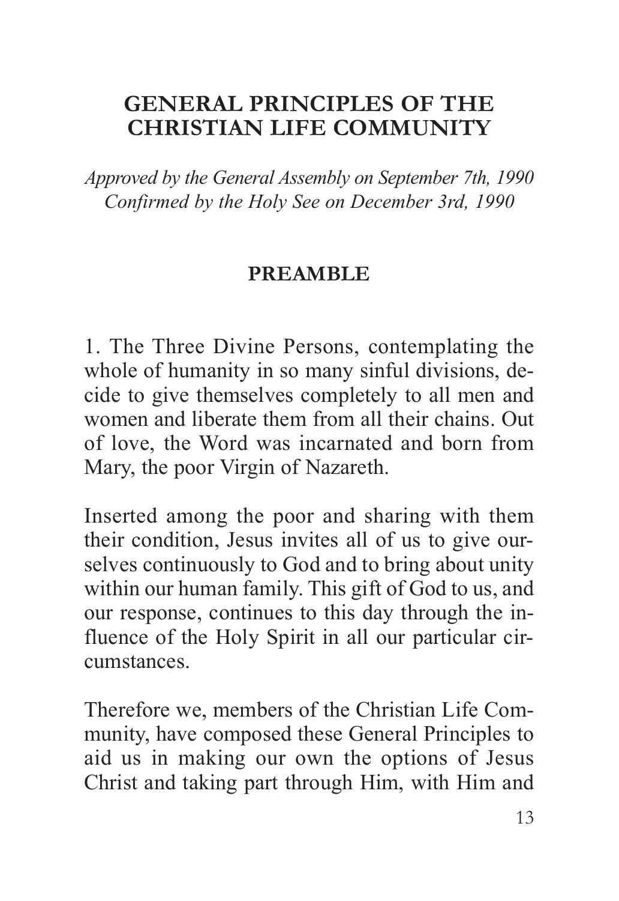# GENERAL PRINCIPLES OF THE CHRISTIAN LIFE COMMUNITY

*Approved by the General Assembly on September 7th, 1990*
*Confirmed by the Holy See on December 3rd, 1990*

## PREAMBLE

1. The Three Divine Persons, contemplating the whole of humanity in so many sinful divisions, decide to give themselves completely to all men and women and liberate them from all their chains. Out of love, the Word was incarnated and born from Mary, the poor Virgin of Nazareth.

Inserted among the poor and sharing with them their condition, Jesus invites all of us to give ourselves continuously to God and to bring about unity within our human family. This gift of God to us, and our response, continues to this day through the influence of the Holy Spirit in all our particular circumstances.

Therefore we, members of the Christian Life Community, have composed these General Principles to aid us in making our own the options of Jesus Christ and taking part through Him, with Him and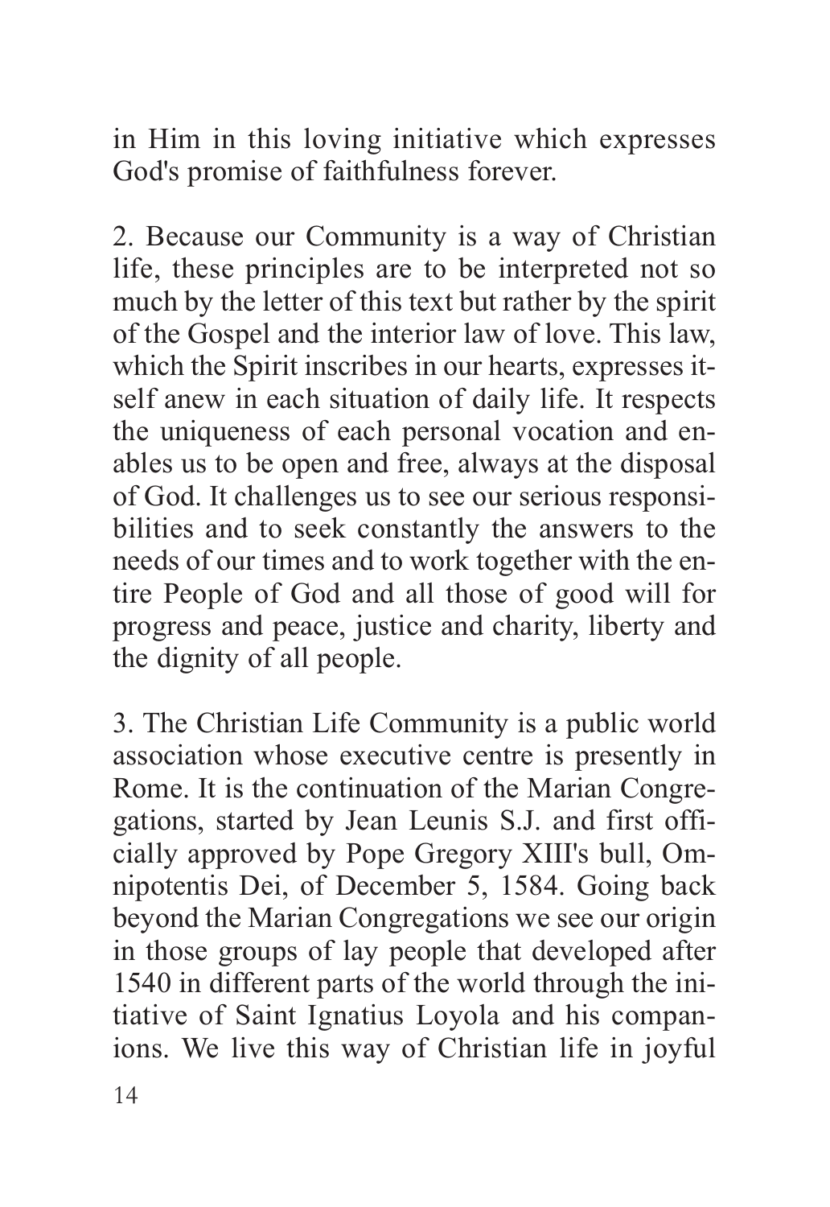in Him in this loving initiative which expresses God's promise of faithfulness forever.

2. Because our Community is a way of Christian life, these principles are to be interpreted not so much by the letter of this text but rather by the spirit of the Gospel and the interior law of love. This law, which the Spirit inscribes in our hearts, expresses itself anew in each situation of daily life. It respects the uniqueness of each personal vocation and enables us to be open and free, always at the disposal of God. It challenges us to see our serious responsibilities and to seek constantly the answers to the needs of our times and to work together with the entire People of God and all those of good will for progress and peace, justice and charity, liberty and the dignity of all people.

3. The Christian Life Community is a public world association whose executive centre is presently in Rome. It is the continuation of the Marian Congregations, started by Jean Leunis S.J. and first officially approved by Pope Gregory XIII's bull, Omnipotentis Dei, of December 5, 1584. Going back beyond the Marian Congregations we see our origin in those groups of lay people that developed after 1540 in different parts of the world through the initiative of Saint Ignatius Loyola and his companions. We live this way of Christian life in joyful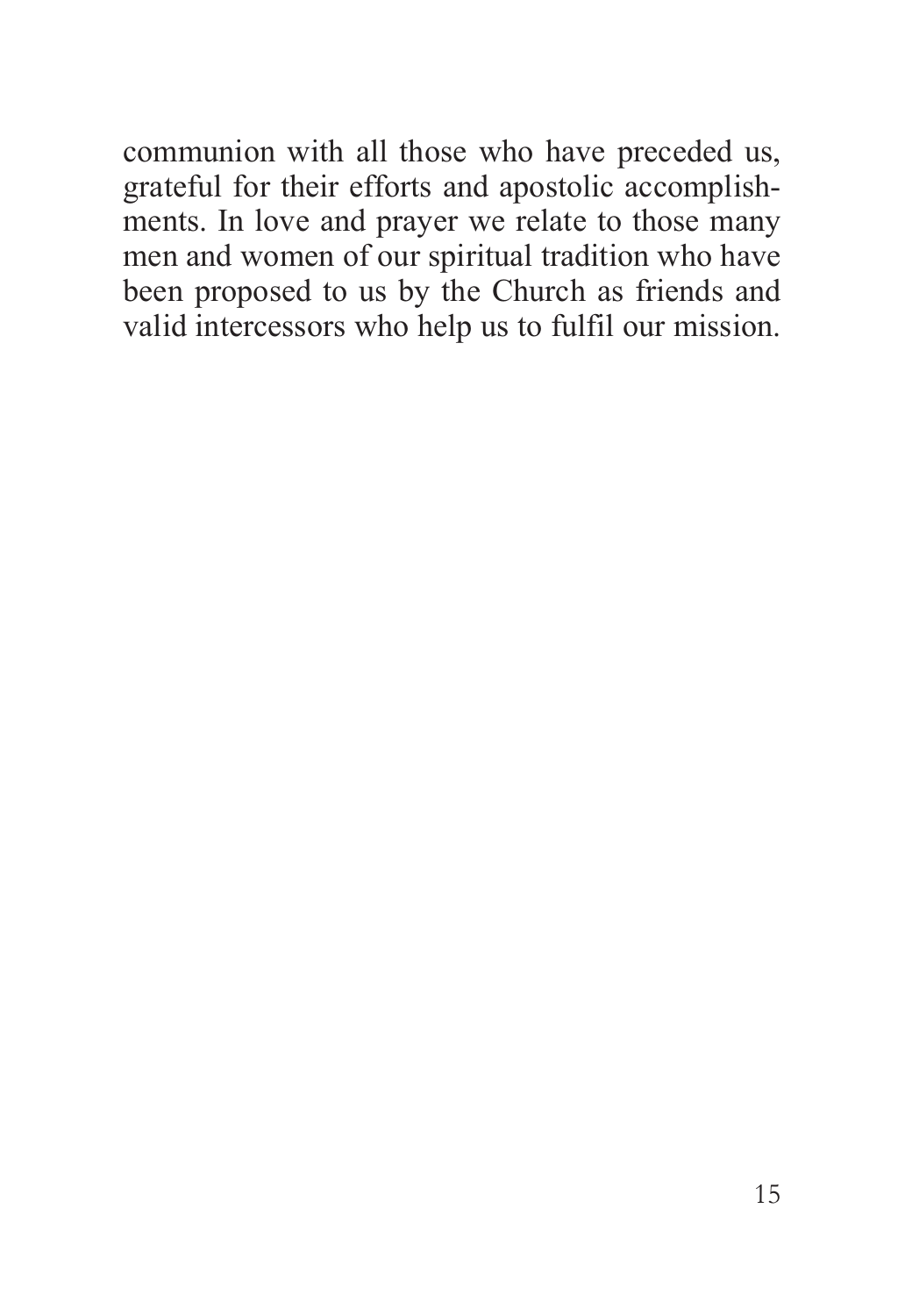communion with all those who have preceded us, grateful for their efforts and apostolic accomplishments. In love and prayer we relate to those many men and women of our spiritual tradition who have been proposed to us by the Church as friends and valid intercessors who help us to fulfil our mission.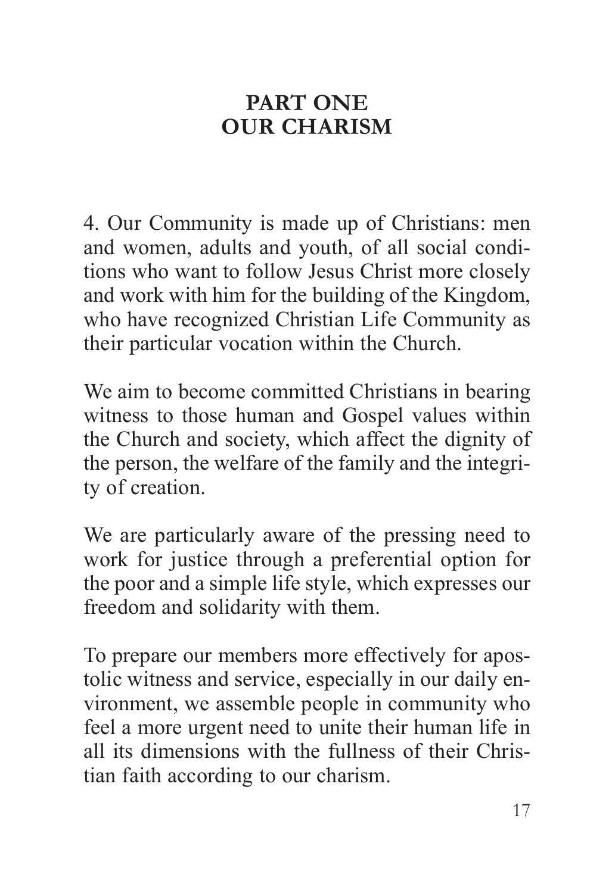# PART ONE
# OUR CHARISM

4. Our Community is made up of Christians: men and women, adults and youth, of all social conditions who want to follow Jesus Christ more closely and work with him for the building of the Kingdom, who have recognized Christian Life Community as their particular vocation within the Church.

We aim to become committed Christians in bearing witness to those human and Gospel values within the Church and society, which affect the dignity of the person, the welfare of the family and the integrity of creation.

We are particularly aware of the pressing need to work for justice through a preferential option for the poor and a simple life style, which expresses our freedom and solidarity with them.

To prepare our members more effectively for apostolic witness and service, especially in our daily environment, we assemble people in community who feel a more urgent need to unite their human life in all its dimensions with the fullness of their Christian faith according to our charism.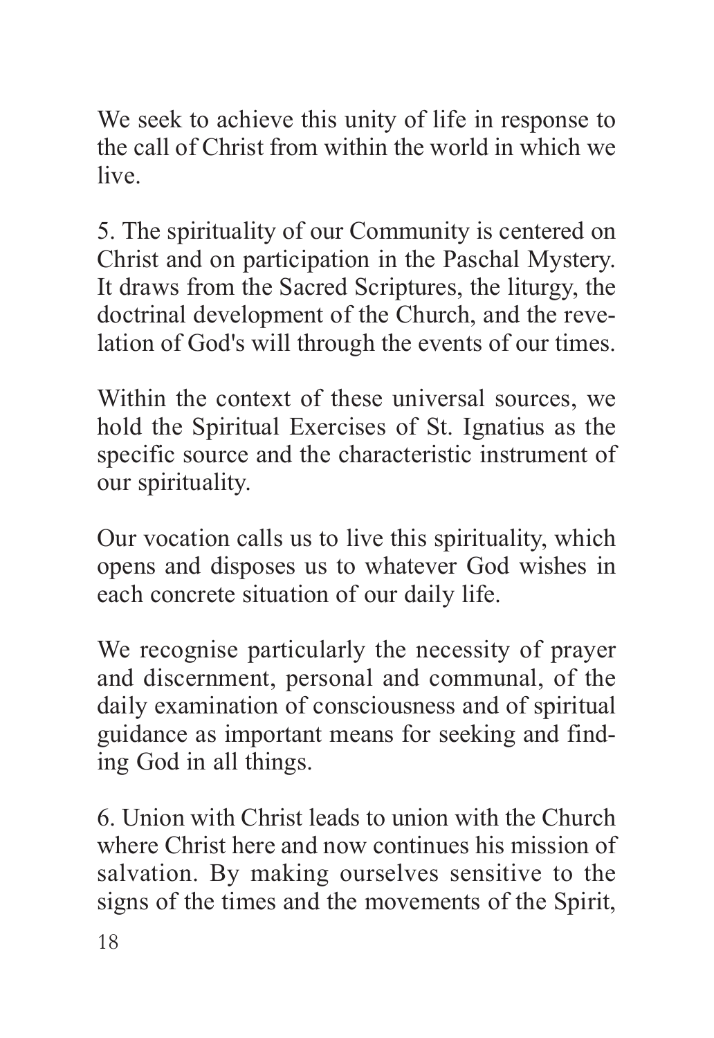We seek to achieve this unity of life in response to the call of Christ from within the world in which we live.

5. The spirituality of our Community is centered on Christ and on participation in the Paschal Mystery. It draws from the Sacred Scriptures, the liturgy, the doctrinal development of the Church, and the revelation of God's will through the events of our times.

Within the context of these universal sources, we hold the Spiritual Exercises of St. Ignatius as the specific source and the characteristic instrument of our spirituality.

Our vocation calls us to live this spirituality, which opens and disposes us to whatever God wishes in each concrete situation of our daily life.

We recognise particularly the necessity of prayer and discernment, personal and communal, of the daily examination of consciousness and of spiritual guidance as important means for seeking and finding God in all things.

6. Union with Christ leads to union with the Church where Christ here and now continues his mission of salvation. By making ourselves sensitive to the signs of the times and the movements of the Spirit,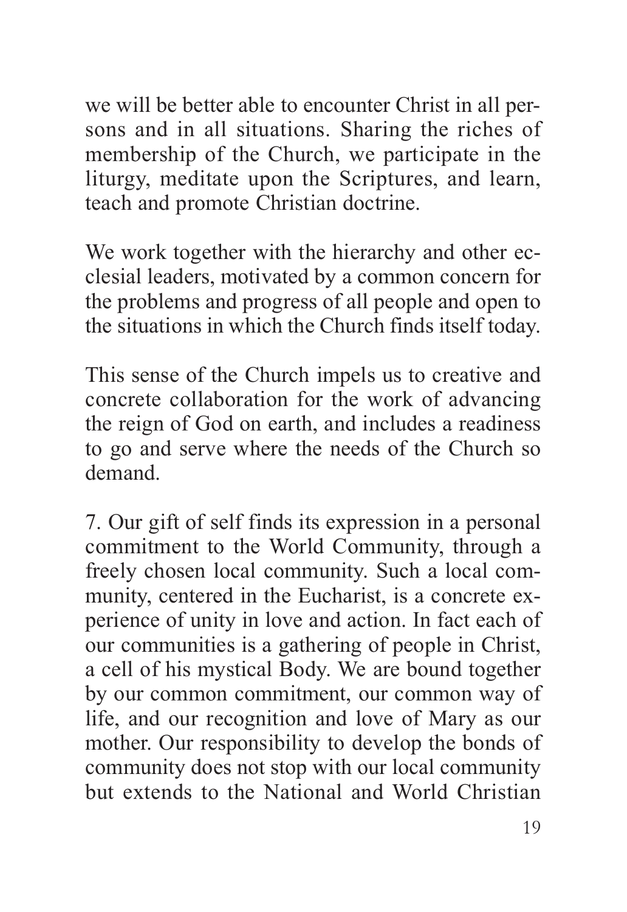we will be better able to encounter Christ in all persons and in all situations. Sharing the riches of membership of the Church, we participate in the liturgy, meditate upon the Scriptures, and learn, teach and promote Christian doctrine.

We work together with the hierarchy and other ecclesial leaders, motivated by a common concern for the problems and progress of all people and open to the situations in which the Church finds itself today.

This sense of the Church impels us to creative and concrete collaboration for the work of advancing the reign of God on earth, and includes a readiness to go and serve where the needs of the Church so demand.

7. Our gift of self finds its expression in a personal commitment to the World Community, through a freely chosen local community. Such a local community, centered in the Eucharist, is a concrete experience of unity in love and action. In fact each of our communities is a gathering of people in Christ, a cell of his mystical Body. We are bound together by our common commitment, our common way of life, and our recognition and love of Mary as our mother. Our responsibility to develop the bonds of community does not stop with our local community but extends to the National and World Christian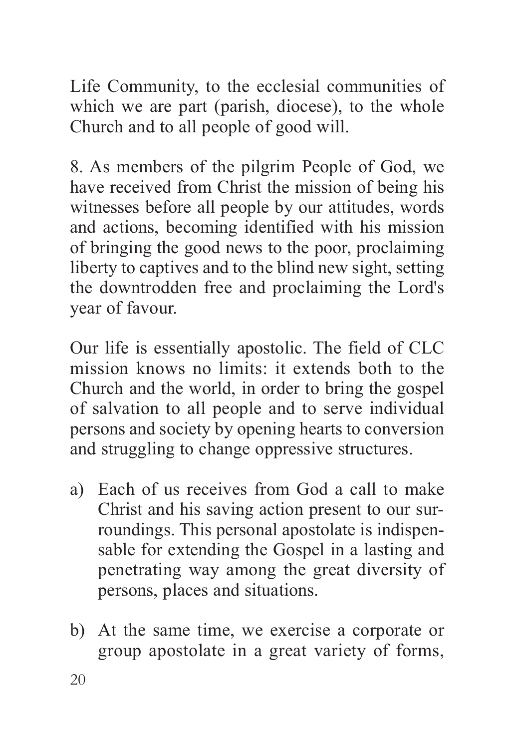Life Community, to the ecclesial communities of which we are part (parish, diocese), to the whole Church and to all people of good will.

8. As members of the pilgrim People of God, we have received from Christ the mission of being his witnesses before all people by our attitudes, words and actions, becoming identified with his mission of bringing the good news to the poor, proclaiming liberty to captives and to the blind new sight, setting the downtrodden free and proclaiming the Lord's year of favour.

Our life is essentially apostolic. The field of CLC mission knows no limits: it extends both to the Church and the world, in order to bring the gospel of salvation to all people and to serve individual persons and society by opening hearts to conversion and struggling to change oppressive structures.

a) Each of us receives from God a call to make Christ and his saving action present to our surroundings. This personal apostolate is indispensable for extending the Gospel in a lasting and penetrating way among the great diversity of persons, places and situations.

b) At the same time, we exercise a corporate or group apostolate in a great variety of forms,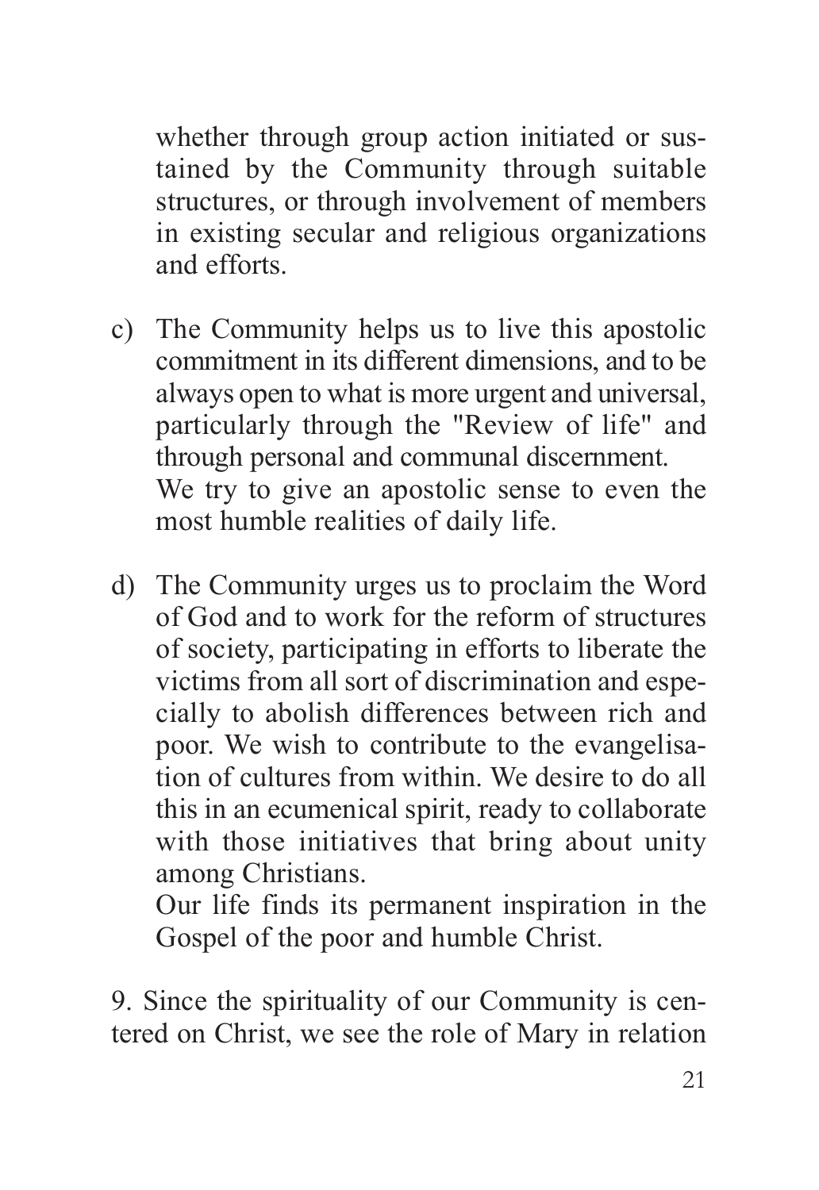whether through group action initiated or sustained by the Community through suitable structures, or through involvement of members in existing secular and religious organizations and efforts.

c) The Community helps us to live this apostolic commitment in its different dimensions, and to be always open to what is more urgent and universal, particularly through the "Review of life" and through personal and communal discernment.
   We try to give an apostolic sense to even the most humble realities of daily life.

d) The Community urges us to proclaim the Word of God and to work for the reform of structures of society, participating in efforts to liberate the victims from all sort of discrimination and especially to abolish differences between rich and poor. We wish to contribute to the evangelisation of cultures from within. We desire to do all this in an ecumenical spirit, ready to collaborate with those initiatives that bring about unity among Christians.
   Our life finds its permanent inspiration in the Gospel of the poor and humble Christ.

9. Since the spirituality of our Community is centered on Christ, we see the role of Mary in relation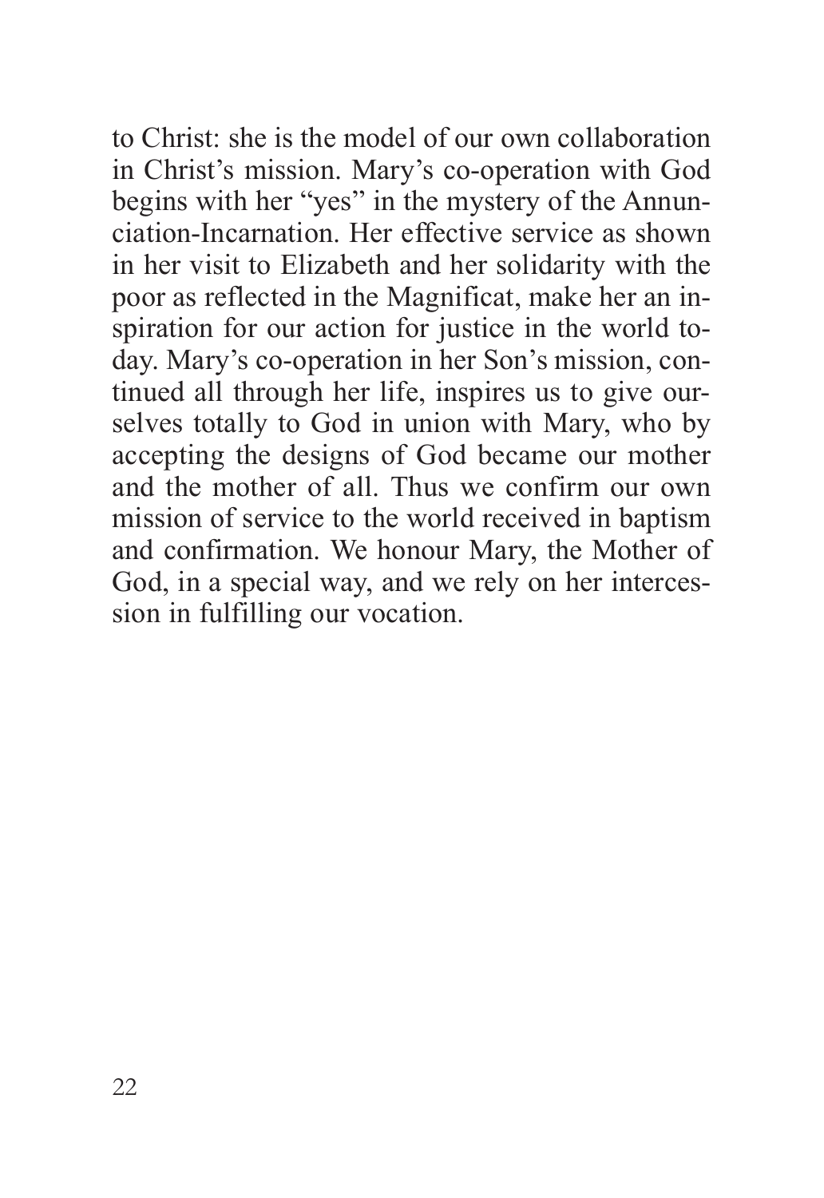to Christ: she is the model of our own collaboration in Christ's mission. Mary's co-operation with God begins with her "yes" in the mystery of the Annunciation-Incarnation. Her effective service as shown in her visit to Elizabeth and her solidarity with the poor as reflected in the Magnificat, make her an inspiration for our action for justice in the world today. Mary's co-operation in her Son's mission, continued all through her life, inspires us to give ourselves totally to God in union with Mary, who by accepting the designs of God became our mother and the mother of all. Thus we confirm our own mission of service to the world received in baptism and confirmation. We honour Mary, the Mother of God, in a special way, and we rely on her intercession in fulfilling our vocation.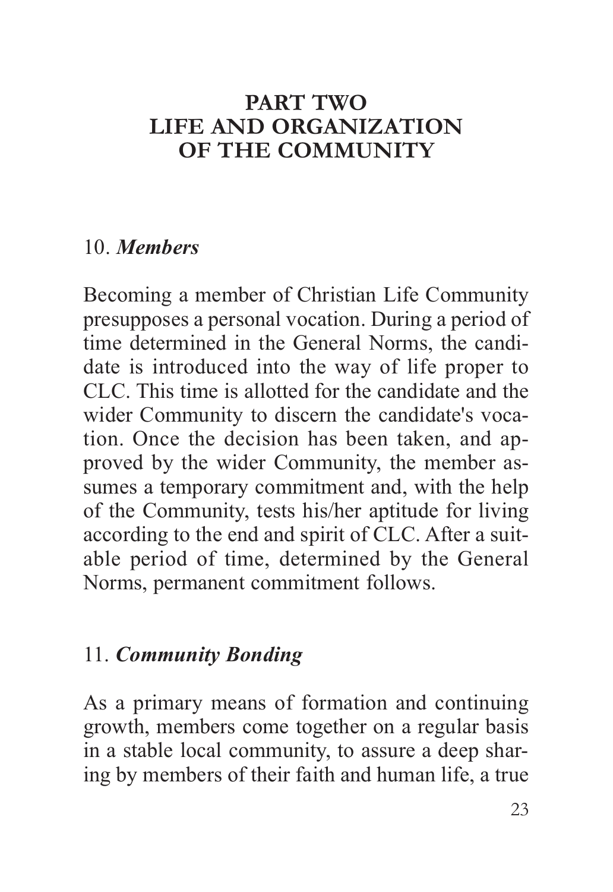# PART TWO
# LIFE AND ORGANIZATION OF THE COMMUNITY

## 10. *Members*

Becoming a member of Christian Life Community presupposes a personal vocation. During a period of time determined in the General Norms, the candidate is introduced into the way of life proper to CLC. This time is allotted for the candidate and the wider Community to discern the candidate's vocation. Once the decision has been taken, and approved by the wider Community, the member assumes a temporary commitment and, with the help of the Community, tests his/her aptitude for living according to the end and spirit of CLC. After a suitable period of time, determined by the General Norms, permanent commitment follows.

## 11. *Community Bonding*

As a primary means of formation and continuing growth, members come together on a regular basis in a stable local community, to assure a deep sharing by members of their faith and human life, a true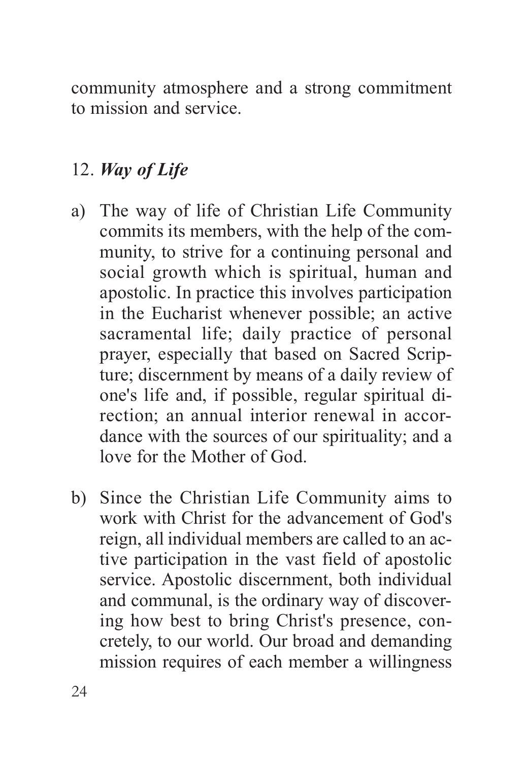community atmosphere and a strong commitment to mission and service.

## 12. *Way of Life*

a) The way of life of Christian Life Community commits its members, with the help of the community, to strive for a continuing personal and social growth which is spiritual, human and apostolic. In practice this involves participation in the Eucharist whenever possible; an active sacramental life; daily practice of personal prayer, especially that based on Sacred Scripture; discernment by means of a daily review of one's life and, if possible, regular spiritual direction; an annual interior renewal in accordance with the sources of our spirituality; and a love for the Mother of God.

b) Since the Christian Life Community aims to work with Christ for the advancement of God's reign, all individual members are called to an active participation in the vast field of apostolic service. Apostolic discernment, both individual and communal, is the ordinary way of discovering how best to bring Christ's presence, concretely, to our world. Our broad and demanding mission requires of each member a willingness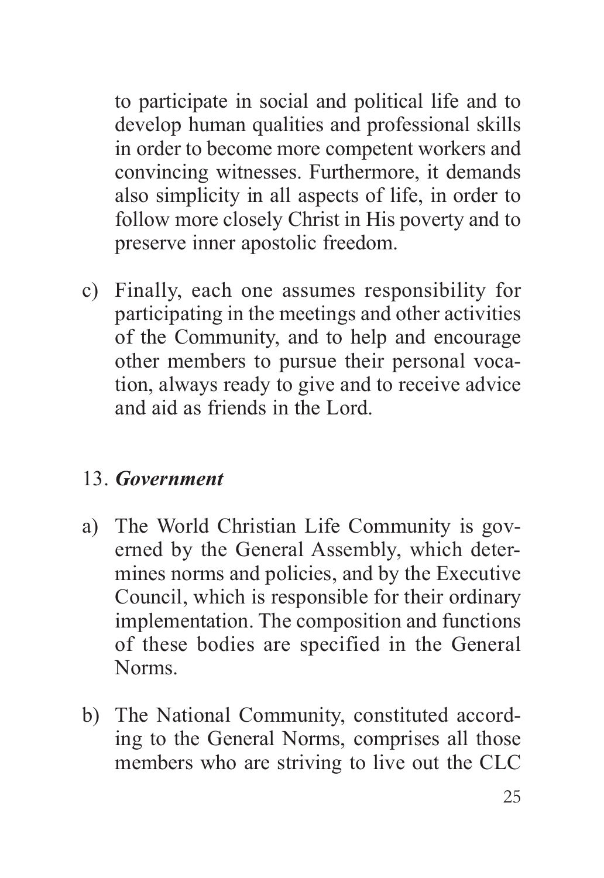to participate in social and political life and to develop human qualities and professional skills in order to become more competent workers and convincing witnesses. Furthermore, it demands also simplicity in all aspects of life, in order to follow more closely Christ in His poverty and to preserve inner apostolic freedom.

c) Finally, each one assumes responsibility for participating in the meetings and other activities of the Community, and to help and encourage other members to pursue their personal vocation, always ready to give and to receive advice and aid as friends in the Lord.

## 13. *Government*

a) The World Christian Life Community is governed by the General Assembly, which determines norms and policies, and by the Executive Council, which is responsible for their ordinary implementation. The composition and functions of these bodies are specified in the General Norms.

b) The National Community, constituted according to the General Norms, comprises all those members who are striving to live out the CLC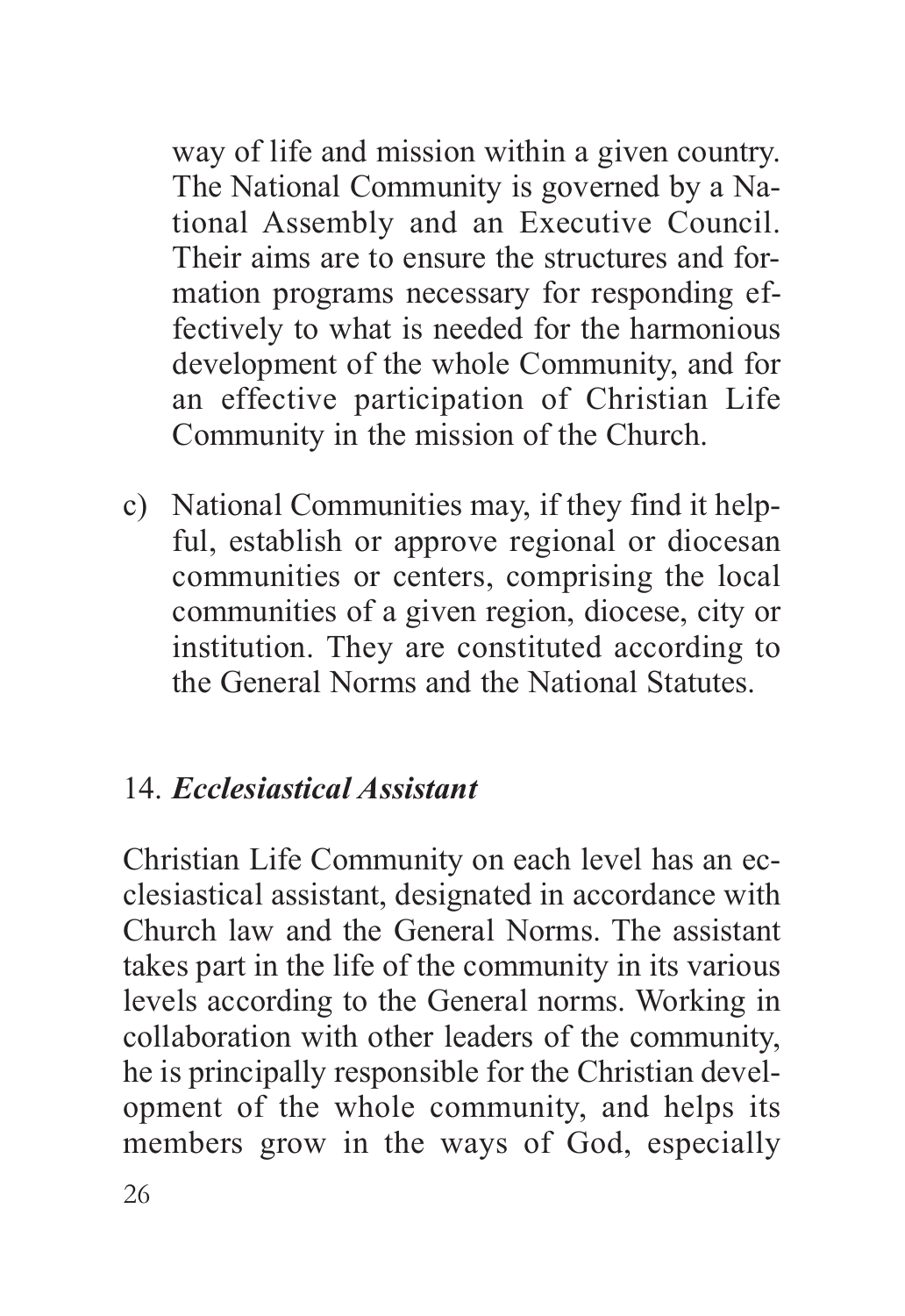way of life and mission within a given country. The National Community is governed by a National Assembly and an Executive Council. Their aims are to ensure the structures and formation programs necessary for responding effectively to what is needed for the harmonious development of the whole Community, and for an effective participation of Christian Life Community in the mission of the Church.

c) National Communities may, if they find it helpful, establish or approve regional or diocesan communities or centers, comprising the local communities of a given region, diocese, city or institution. They are constituted according to the General Norms and the National Statutes.

## 14. ***Ecclesiastical Assistant***

Christian Life Community on each level has an ecclesiastical assistant, designated in accordance with Church law and the General Norms. The assistant takes part in the life of the community in its various levels according to the General norms. Working in collaboration with other leaders of the community, he is principally responsible for the Christian development of the whole community, and helps its members grow in the ways of God, especially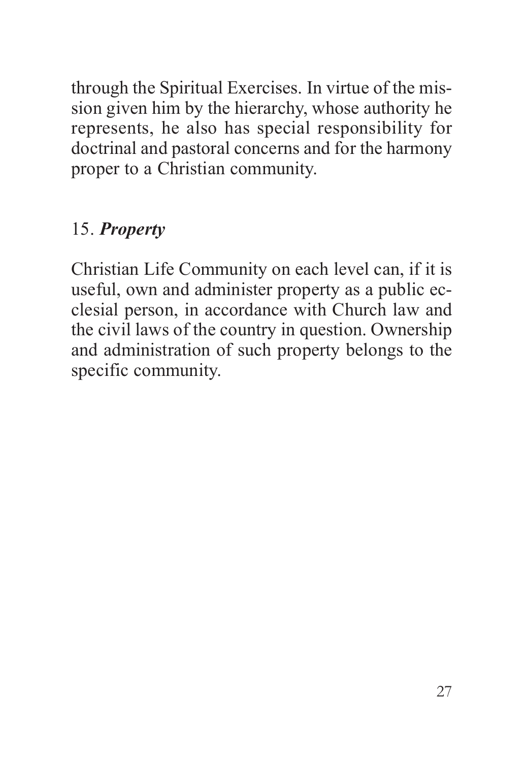through the Spiritual Exercises. In virtue of the mission given him by the hierarchy, whose authority he represents, he also has special responsibility for doctrinal and pastoral concerns and for the harmony proper to a Christian community.

## 15. ***Property***

Christian Life Community on each level can, if it is useful, own and administer property as a public ecclesial person, in accordance with Church law and the civil laws of the country in question. Ownership and administration of such property belongs to the specific community.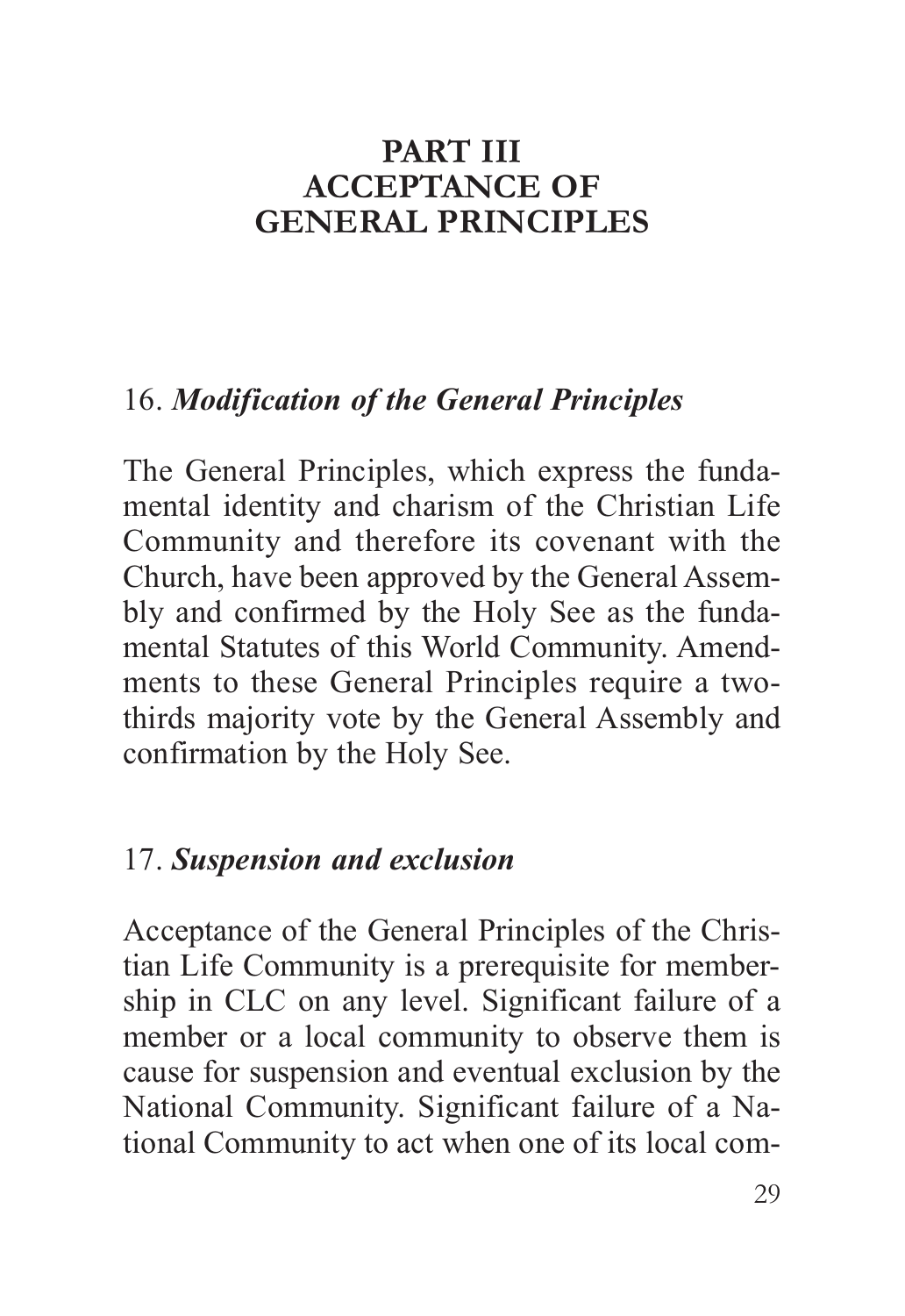# PART III
# ACCEPTANCE OF GENERAL PRINCIPLES

## 16. *Modification of the General Principles*

The General Principles, which express the fundamental identity and charism of the Christian Life Community and therefore its covenant with the Church, have been approved by the General Assembly and confirmed by the Holy See as the fundamental Statutes of this World Community. Amendments to these General Principles require a two-thirds majority vote by the General Assembly and confirmation by the Holy See.

## 17. *Suspension and exclusion*

Acceptance of the General Principles of the Christian Life Community is a prerequisite for membership in CLC on any level. Significant failure of a member or a local community to observe them is cause for suspension and eventual exclusion by the National Community. Significant failure of a National Community to act when one of its local com-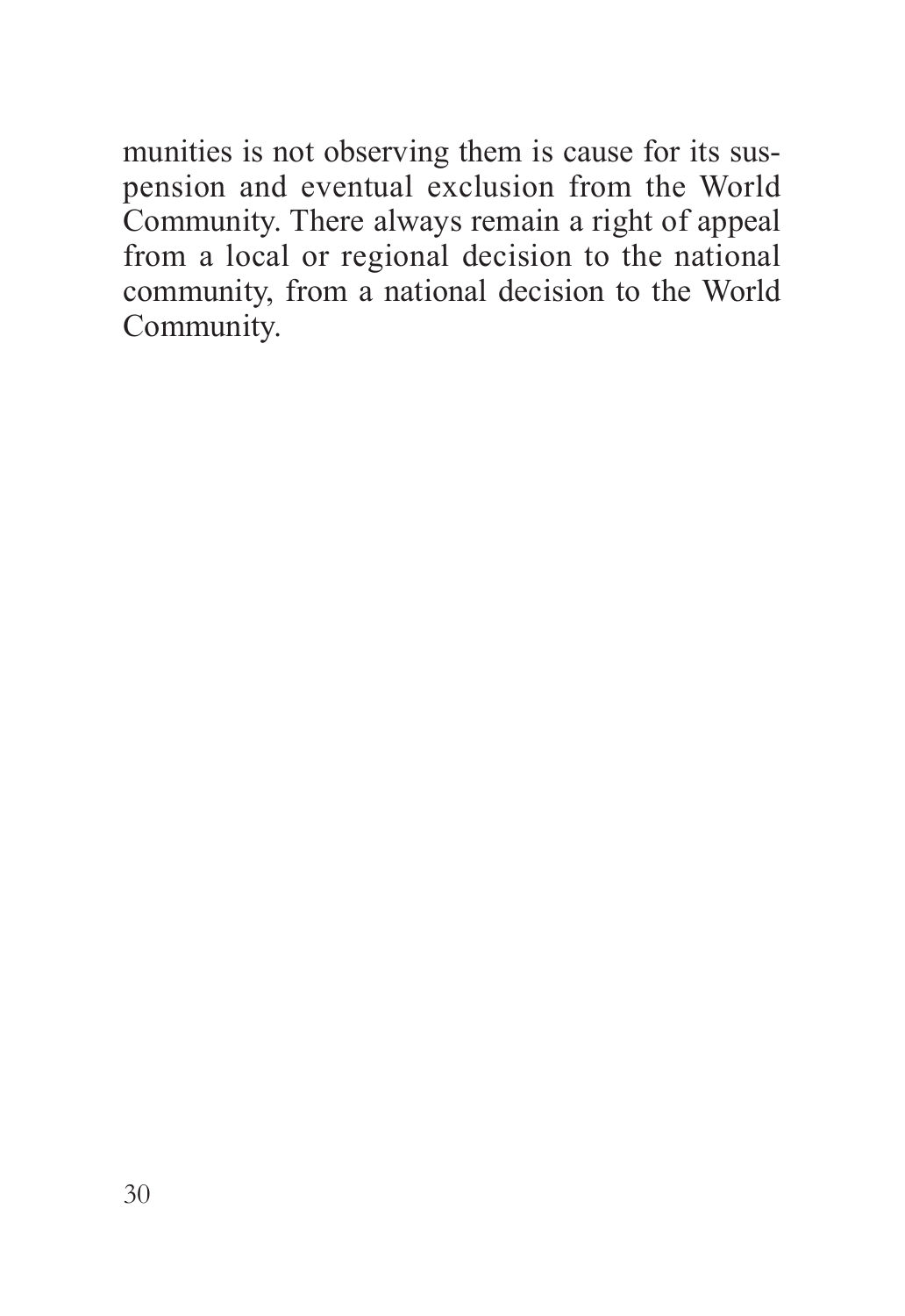munities is not observing them is cause for its suspension and eventual exclusion from the World Community. There always remain a right of appeal from a local or regional decision to the national community, from a national decision to the World Community.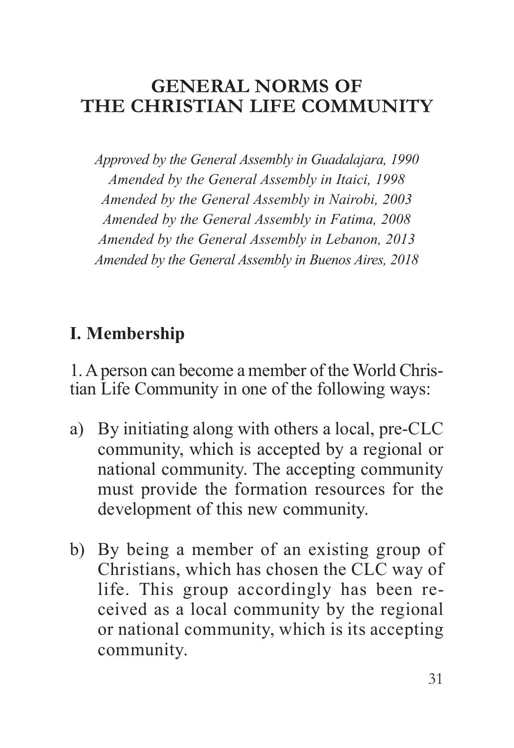# GENERAL NORMS OF THE CHRISTIAN LIFE COMMUNITY

*Approved by the General Assembly in Guadalajara, 1990*
*Amended by the General Assembly in Itaici, 1998*
*Amended by the General Assembly in Nairobi, 2003*
*Amended by the General Assembly in Fatima, 2008*
*Amended by the General Assembly in Lebanon, 2013*
*Amended by the General Assembly in Buenos Aires, 2018*

## I. Membership

1. A person can become a member of the World Christian Life Community in one of the following ways:

a) By initiating along with others a local, pre-CLC community, which is accepted by a regional or national community. The accepting community must provide the formation resources for the development of this new community.

b) By being a member of an existing group of Christians, which has chosen the CLC way of life. This group accordingly has been received as a local community by the regional or national community, which is its accepting community.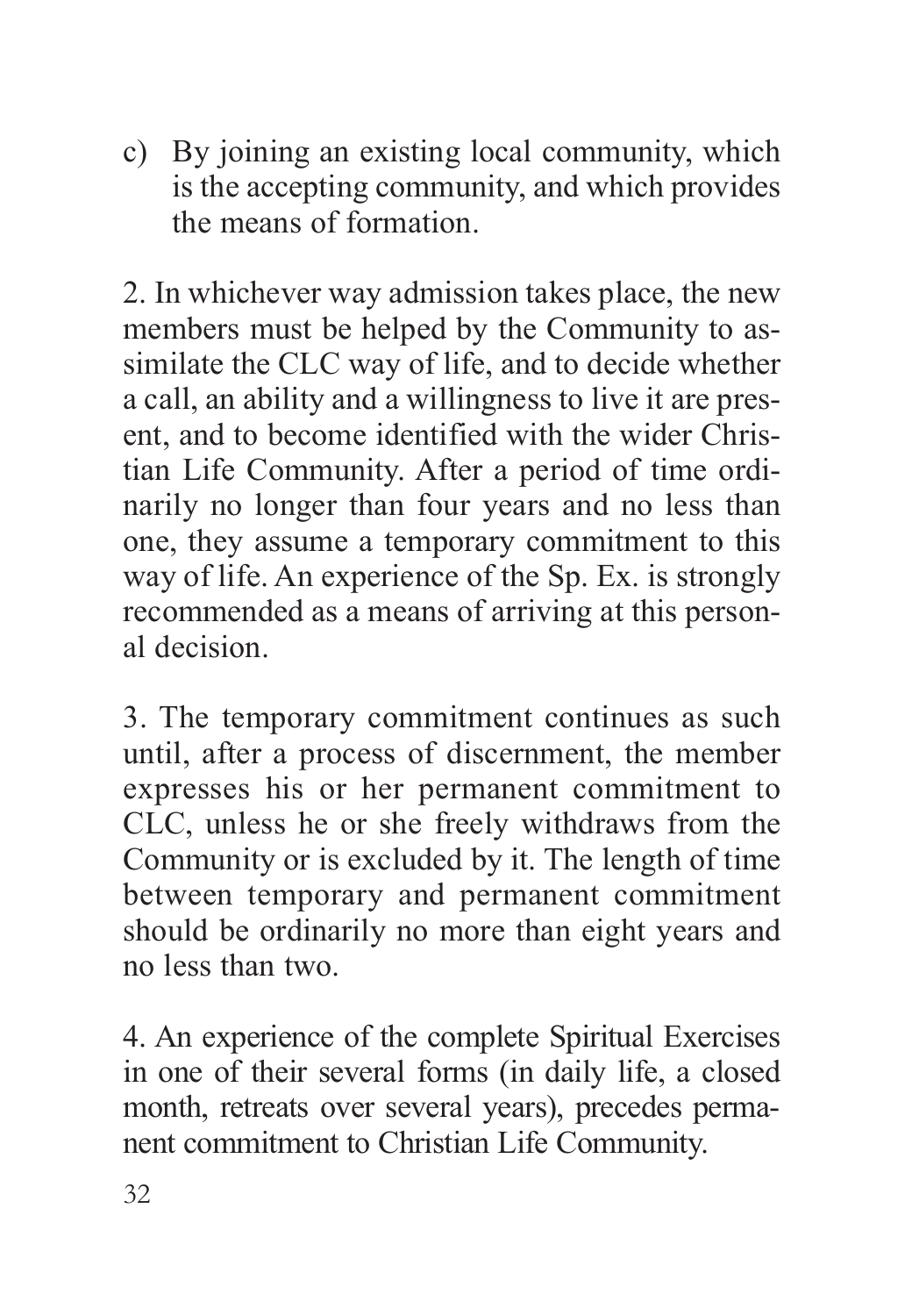c) By joining an existing local community, which is the accepting community, and which provides the means of formation.

2. In whichever way admission takes place, the new members must be helped by the Community to assimilate the CLC way of life, and to decide whether a call, an ability and a willingness to live it are present, and to become identified with the wider Christian Life Community. After a period of time ordinarily no longer than four years and no less than one, they assume a temporary commitment to this way of life. An experience of the Sp. Ex. is strongly recommended as a means of arriving at this personal decision.

3. The temporary commitment continues as such until, after a process of discernment, the member expresses his or her permanent commitment to CLC, unless he or she freely withdraws from the Community or is excluded by it. The length of time between temporary and permanent commitment should be ordinarily no more than eight years and no less than two.

4. An experience of the complete Spiritual Exercises in one of their several forms (in daily life, a closed month, retreats over several years), precedes permanent commitment to Christian Life Community.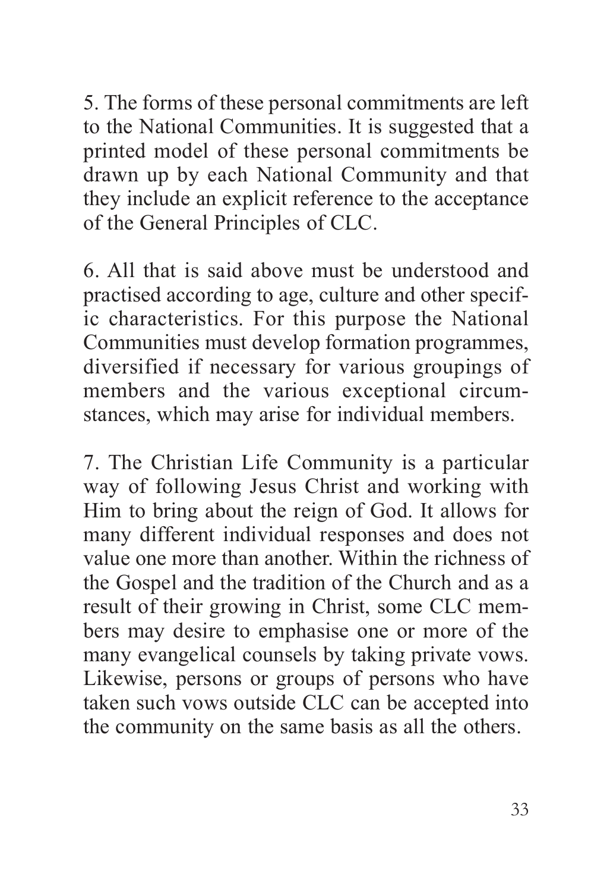5. The forms of these personal commitments are left to the National Communities. It is suggested that a printed model of these personal commitments be drawn up by each National Community and that they include an explicit reference to the acceptance of the General Principles of CLC.

6. All that is said above must be understood and practised according to age, culture and other specific characteristics. For this purpose the National Communities must develop formation programmes, diversified if necessary for various groupings of members and the various exceptional circumstances, which may arise for individual members.

7. The Christian Life Community is a particular way of following Jesus Christ and working with Him to bring about the reign of God. It allows for many different individual responses and does not value one more than another. Within the richness of the Gospel and the tradition of the Church and as a result of their growing in Christ, some CLC members may desire to emphasise one or more of the many evangelical counsels by taking private vows. Likewise, persons or groups of persons who have taken such vows outside CLC can be accepted into the community on the same basis as all the others.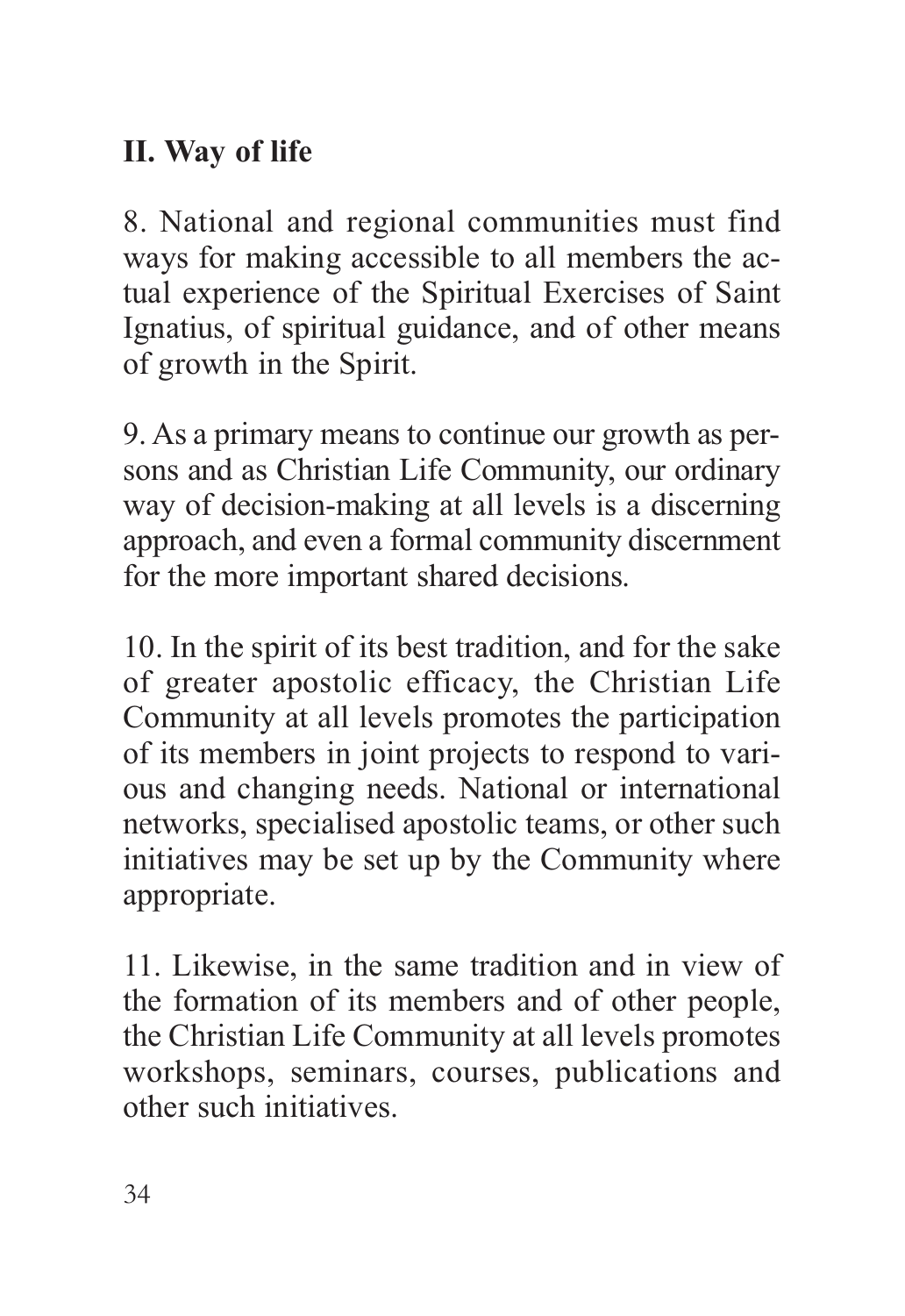## II. Way of life

8. National and regional communities must find ways for making accessible to all members the actual experience of the Spiritual Exercises of Saint Ignatius, of spiritual guidance, and of other means of growth in the Spirit.

9. As a primary means to continue our growth as persons and as Christian Life Community, our ordinary way of decision-making at all levels is a discerning approach, and even a formal community discernment for the more important shared decisions.

10. In the spirit of its best tradition, and for the sake of greater apostolic efficacy, the Christian Life Community at all levels promotes the participation of its members in joint projects to respond to various and changing needs. National or international networks, specialised apostolic teams, or other such initiatives may be set up by the Community where appropriate.

11. Likewise, in the same tradition and in view of the formation of its members and of other people, the Christian Life Community at all levels promotes workshops, seminars, courses, publications and other such initiatives.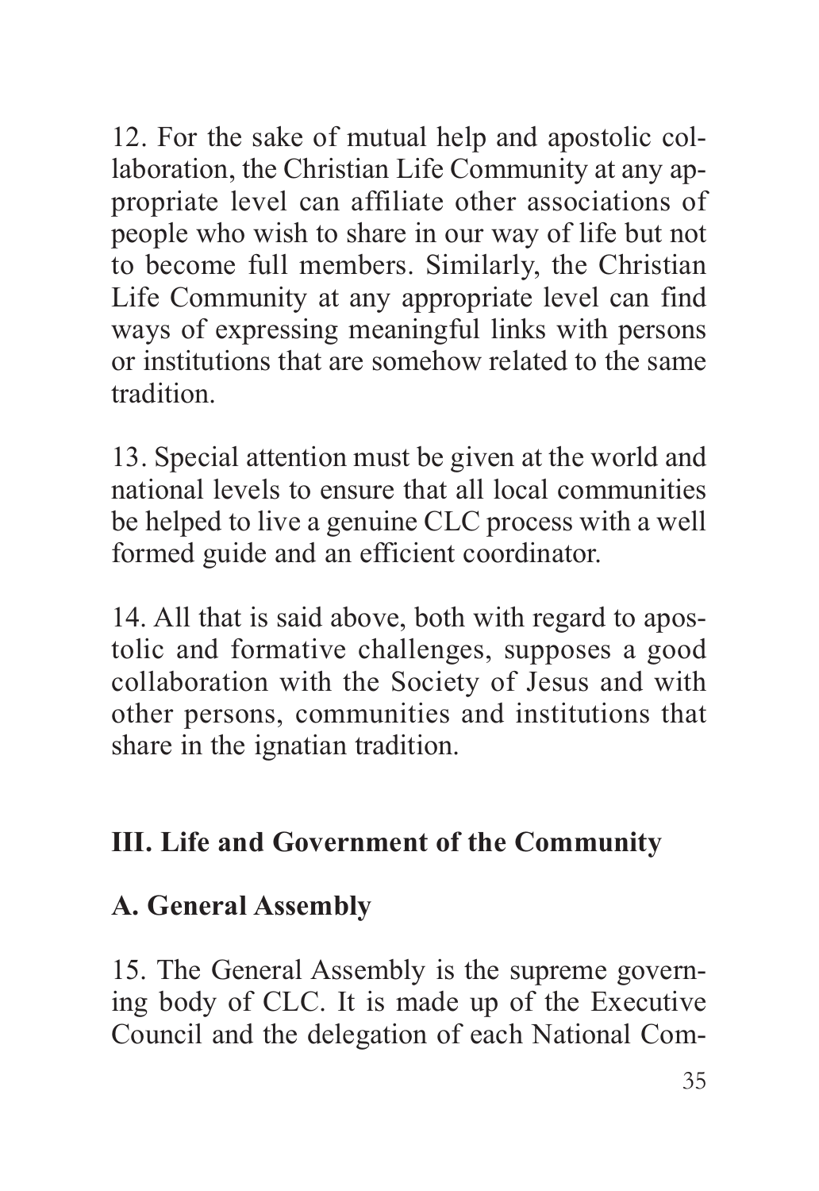12. For the sake of mutual help and apostolic collaboration, the Christian Life Community at any appropriate level can affiliate other associations of people who wish to share in our way of life but not to become full members. Similarly, the Christian Life Community at any appropriate level can find ways of expressing meaningful links with persons or institutions that are somehow related to the same tradition.

13. Special attention must be given at the world and national levels to ensure that all local communities be helped to live a genuine CLC process with a well formed guide and an efficient coordinator.

14. All that is said above, both with regard to apostolic and formative challenges, supposes a good collaboration with the Society of Jesus and with other persons, communities and institutions that share in the ignatian tradition.

## III. Life and Government of the Community

### A. General Assembly

15. The General Assembly is the supreme governing body of CLC. It is made up of the Executive Council and the delegation of each National Com-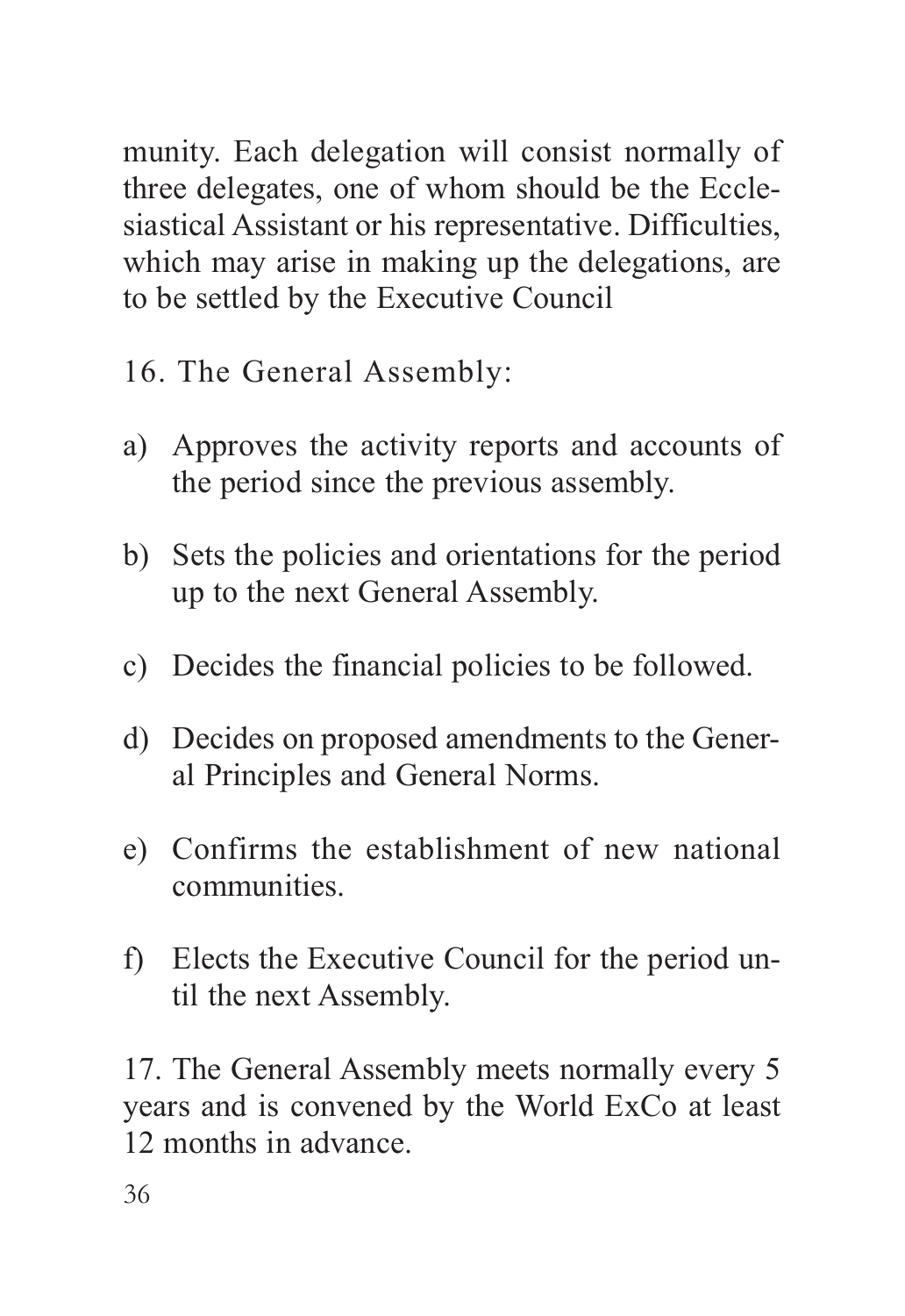munity. Each delegation will consist normally of three delegates, one of whom should be the Ecclesiastical Assistant or his representative. Difficulties, which may arise in making up the delegations, are to be settled by the Executive Council

16. The General Assembly:

a) Approves the activity reports and accounts of the period since the previous assembly.

b) Sets the policies and orientations for the period up to the next General Assembly.

c) Decides the financial policies to be followed.

d) Decides on proposed amendments to the General Principles and General Norms.

e) Confirms the establishment of new national communities.

f) Elects the Executive Council for the period until the next Assembly.

17. The General Assembly meets normally every 5 years and is convened by the World ExCo at least 12 months in advance.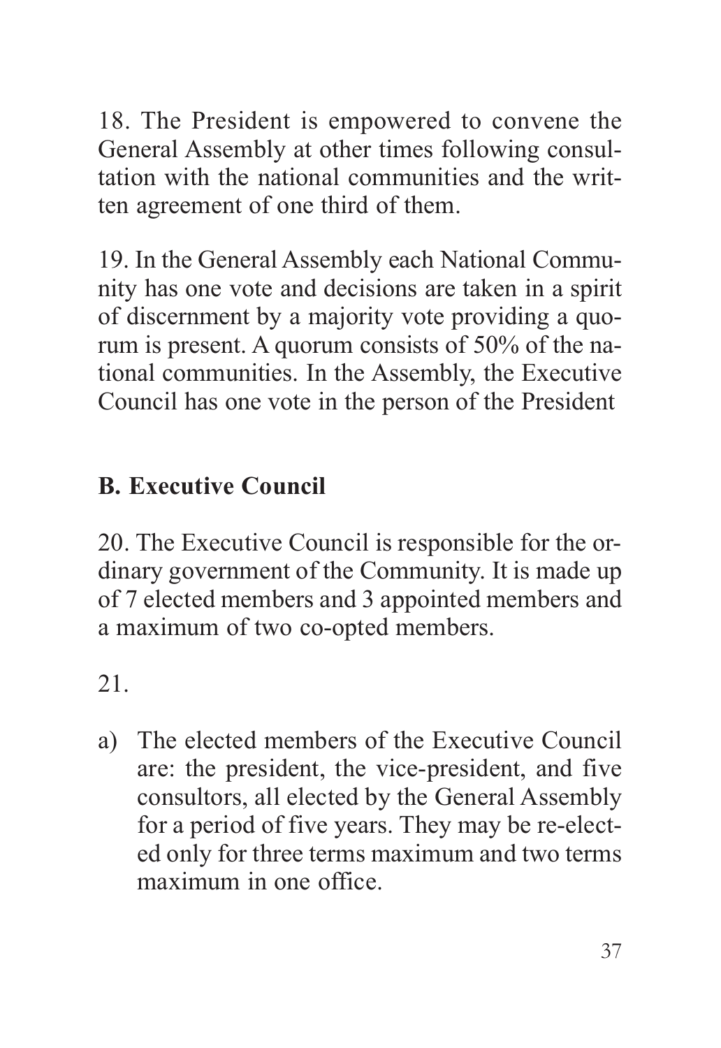18. The President is empowered to convene the General Assembly at other times following consultation with the national communities and the written agreement of one third of them.

19. In the General Assembly each National Community has one vote and decisions are taken in a spirit of discernment by a majority vote providing a quorum is present. A quorum consists of 50% of the national communities. In the Assembly, the Executive Council has one vote in the person of the President

**B. Executive Council**

20. The Executive Council is responsible for the ordinary government of the Community. It is made up of 7 elected members and 3 appointed members and a maximum of two co-opted members.

21.

a) The elected members of the Executive Council are: the president, the vice-president, and five consultors, all elected by the General Assembly for a period of five years. They may be re-elected only for three terms maximum and two terms maximum in one office.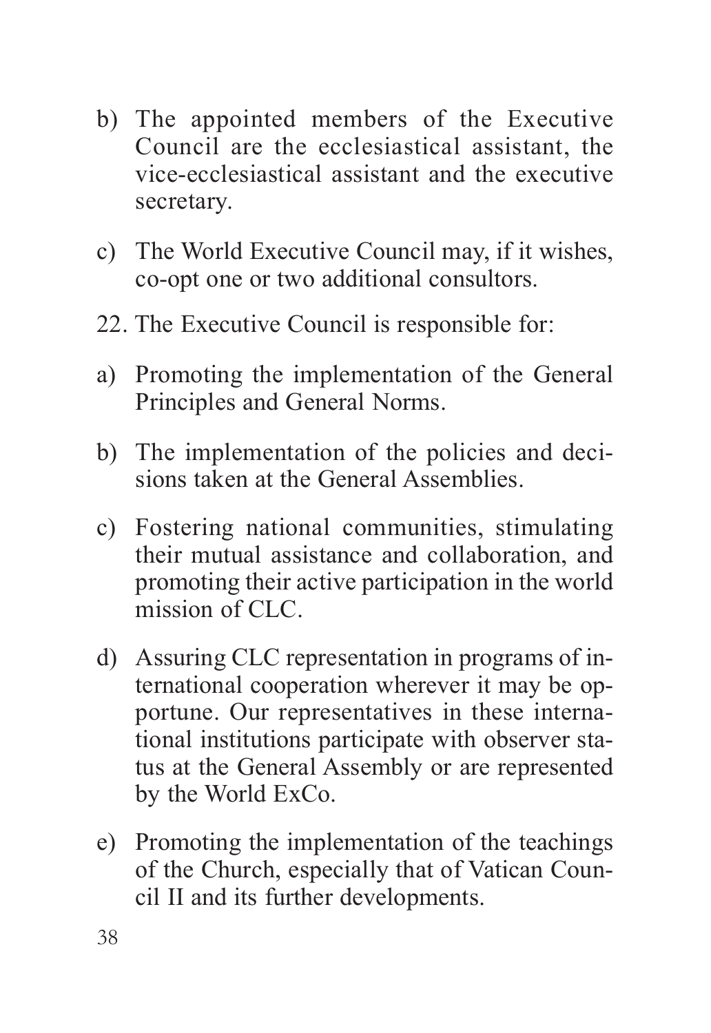b) The appointed members of the Executive Council are the ecclesiastical assistant, the vice-ecclesiastical assistant and the executive secretary.

c) The World Executive Council may, if it wishes, co-opt one or two additional consultors.

22. The Executive Council is responsible for:

a) Promoting the implementation of the General Principles and General Norms.

b) The implementation of the policies and decisions taken at the General Assemblies.

c) Fostering national communities, stimulating their mutual assistance and collaboration, and promoting their active participation in the world mission of CLC.

d) Assuring CLC representation in programs of international cooperation wherever it may be opportune. Our representatives in these international institutions participate with observer status at the General Assembly or are represented by the World ExCo.

e) Promoting the implementation of the teachings of the Church, especially that of Vatican Council II and its further developments.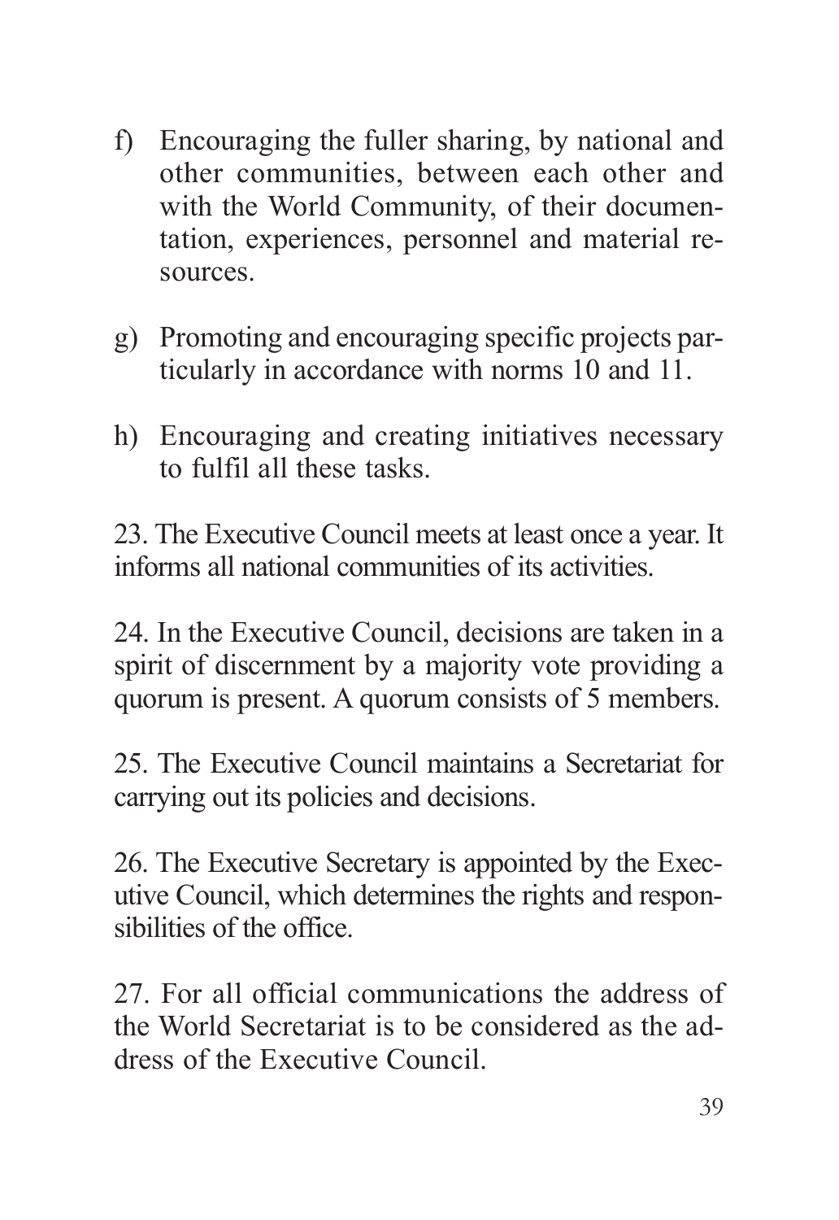f) Encouraging the fuller sharing, by national and other communities, between each other and with the World Community, of their documentation, experiences, personnel and material resources.

g) Promoting and encouraging specific projects particularly in accordance with norms 10 and 11.

h) Encouraging and creating initiatives necessary to fulfil all these tasks.

23. The Executive Council meets at least once a year. It informs all national communities of its activities.

24. In the Executive Council, decisions are taken in a spirit of discernment by a majority vote providing a quorum is present. A quorum consists of 5 members.

25. The Executive Council maintains a Secretariat for carrying out its policies and decisions.

26. The Executive Secretary is appointed by the Executive Council, which determines the rights and responsibilities of the office.

27. For all official communications the address of the World Secretariat is to be considered as the address of the Executive Council.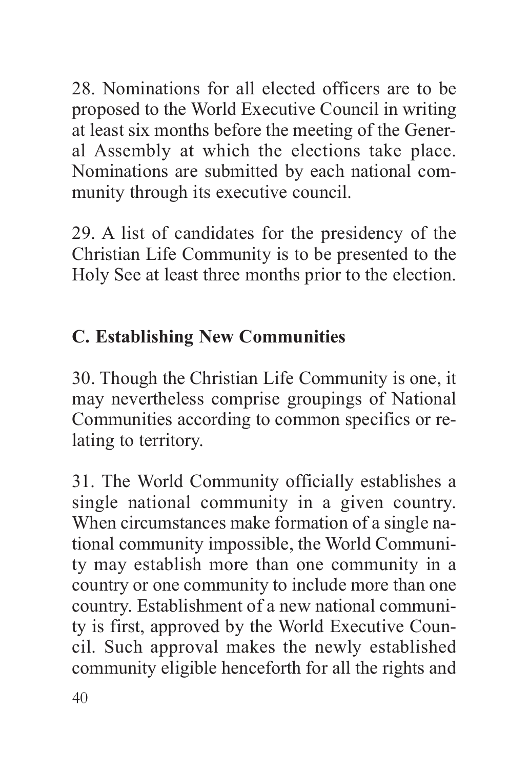28. Nominations for all elected officers are to be proposed to the World Executive Council in writing at least six months before the meeting of the General Assembly at which the elections take place. Nominations are submitted by each national community through its executive council.

29. A list of candidates for the presidency of the Christian Life Community is to be presented to the Holy See at least three months prior to the election.

## C. Establishing New Communities

30. Though the Christian Life Community is one, it may nevertheless comprise groupings of National Communities according to common specifics or relating to territory.

31. The World Community officially establishes a single national community in a given country. When circumstances make formation of a single national community impossible, the World Community may establish more than one community in a country or one community to include more than one country. Establishment of a new national community is first, approved by the World Executive Council. Such approval makes the newly established community eligible henceforth for all the rights and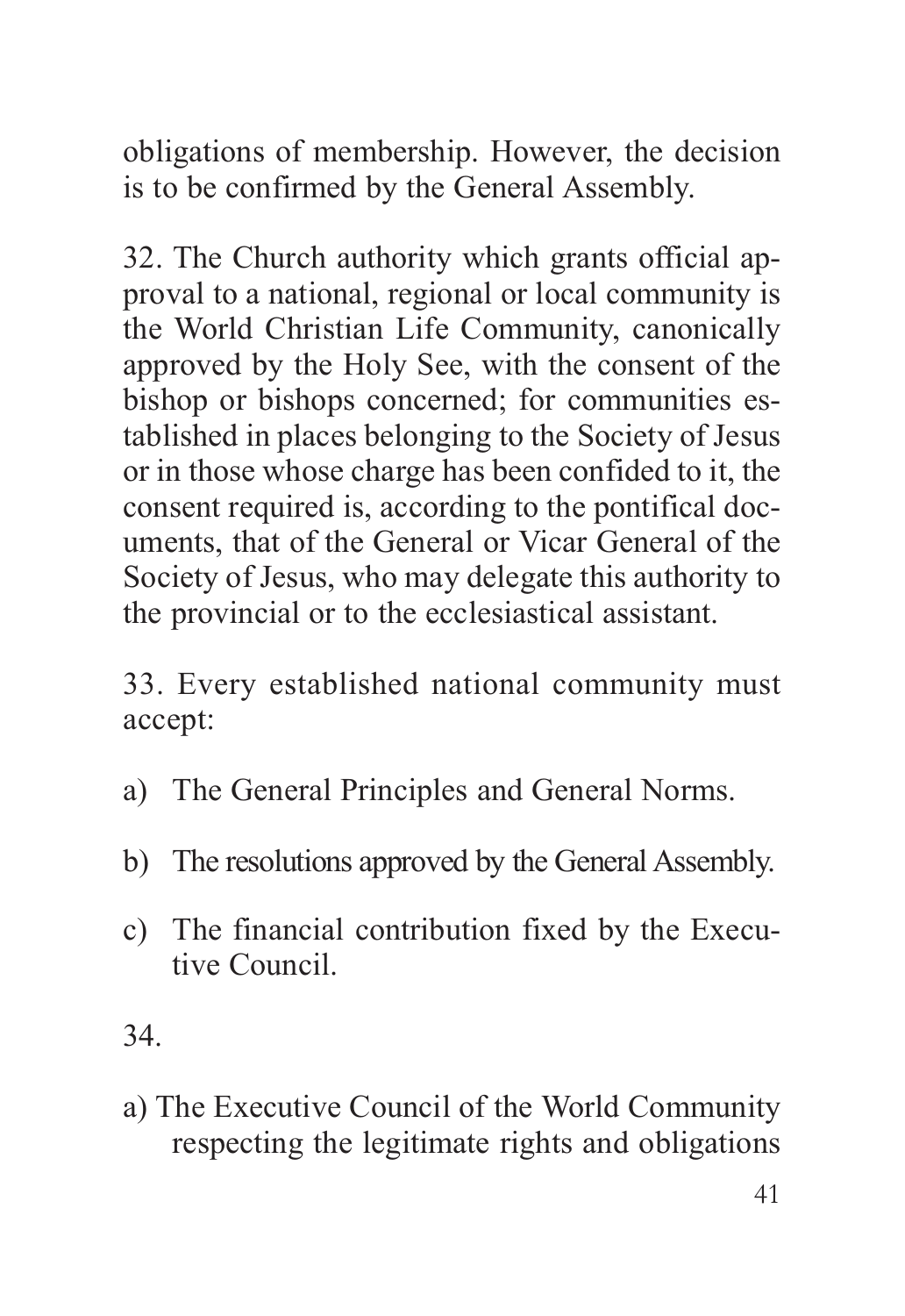obligations of membership. However, the decision is to be confirmed by the General Assembly.

32. The Church authority which grants official approval to a national, regional or local community is the World Christian Life Community, canonically approved by the Holy See, with the consent of the bishop or bishops concerned; for communities established in places belonging to the Society of Jesus or in those whose charge has been confided to it, the consent required is, according to the pontifical documents, that of the General or Vicar General of the Society of Jesus, who may delegate this authority to the provincial or to the ecclesiastical assistant.

33. Every established national community must accept:

a) The General Principles and General Norms.

b) The resolutions approved by the General Assembly.

c) The financial contribution fixed by the Executive Council.

34.

a) The Executive Council of the World Community respecting the legitimate rights and obligations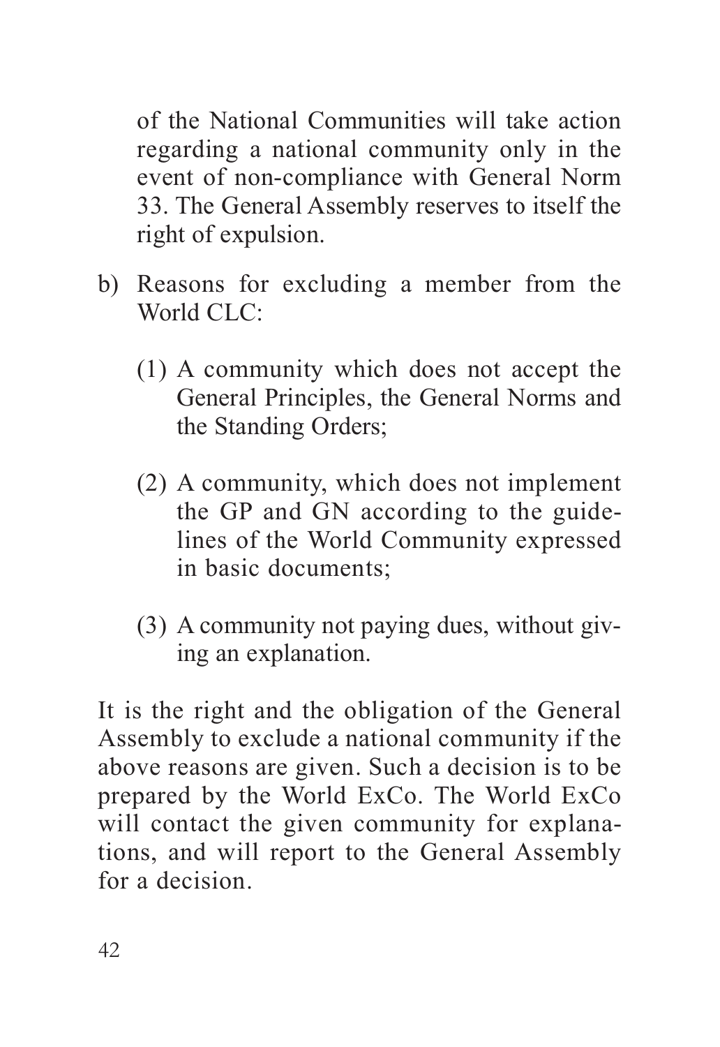of the National Communities will take action regarding a national community only in the event of non-compliance with General Norm 33. The General Assembly reserves to itself the right of expulsion.

b) Reasons for excluding a member from the World CLC:

   (1) A community which does not accept the General Principles, the General Norms and the Standing Orders;

   (2) A community, which does not implement the GP and GN according to the guidelines of the World Community expressed in basic documents;

   (3) A community not paying dues, without giving an explanation.

It is the right and the obligation of the General Assembly to exclude a national community if the above reasons are given. Such a decision is to be prepared by the World ExCo. The World ExCo will contact the given community for explanations, and will report to the General Assembly for a decision.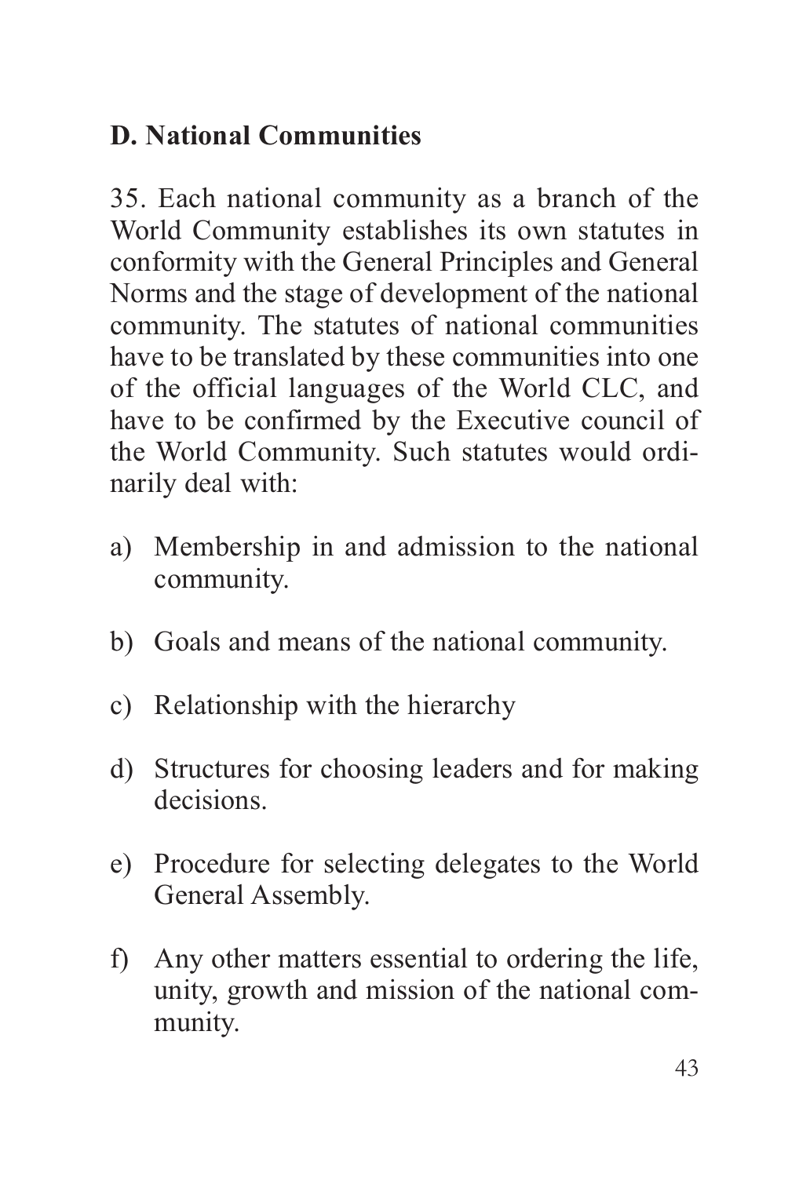## D. National Communities

35. Each national community as a branch of the World Community establishes its own statutes in conformity with the General Principles and General Norms and the stage of development of the national community. The statutes of national communities have to be translated by these communities into one of the official languages of the World CLC, and have to be confirmed by the Executive council of the World Community. Such statutes would ordinarily deal with:

a) Membership in and admission to the national community.

b) Goals and means of the national community.

c) Relationship with the hierarchy

d) Structures for choosing leaders and for making decisions.

e) Procedure for selecting delegates to the World General Assembly.

f) Any other matters essential to ordering the life, unity, growth and mission of the national community.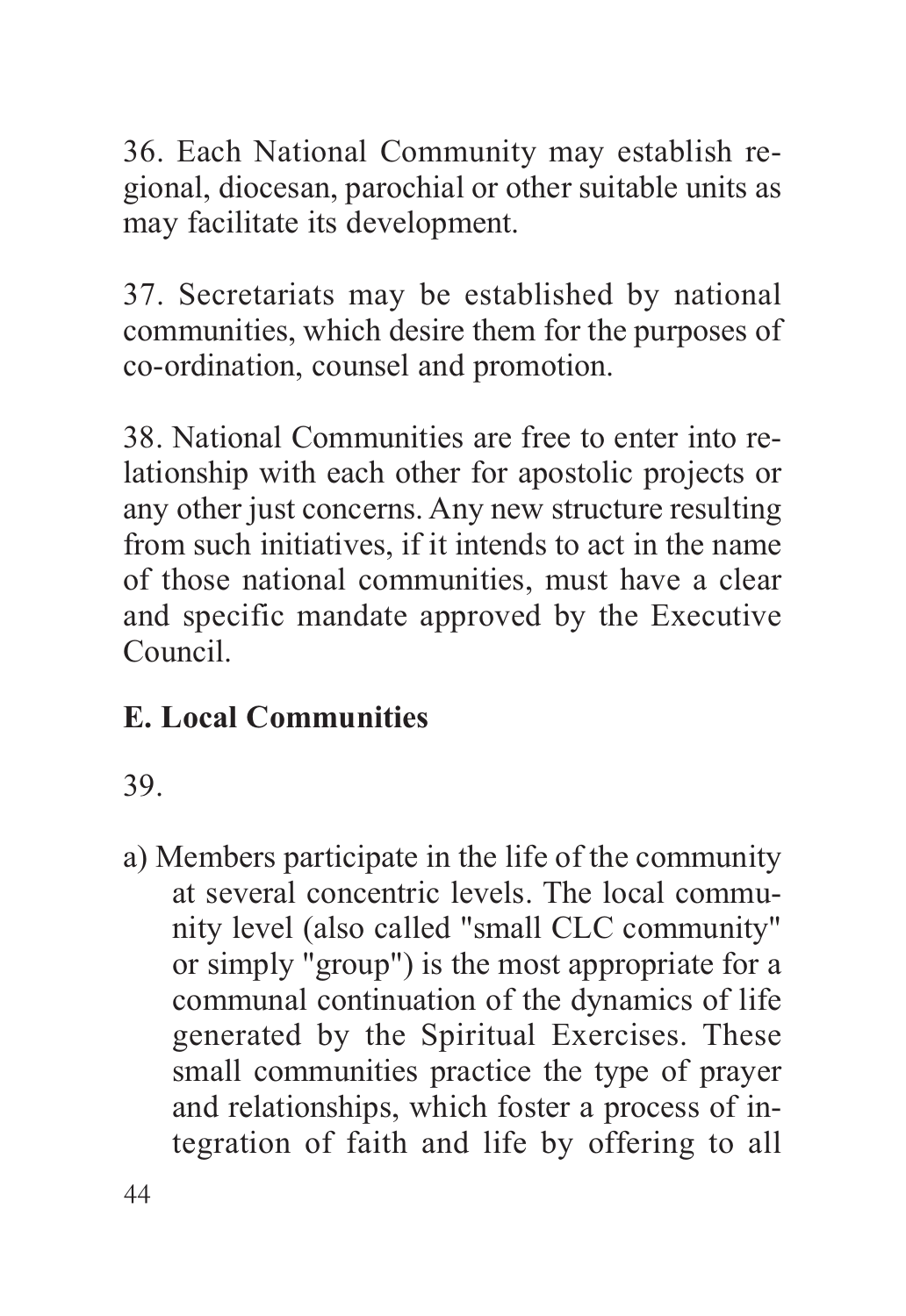36. Each National Community may establish regional, diocesan, parochial or other suitable units as may facilitate its development.

37. Secretariats may be established by national communities, which desire them for the purposes of co-ordination, counsel and promotion.

38. National Communities are free to enter into relationship with each other for apostolic projects or any other just concerns. Any new structure resulting from such initiatives, if it intends to act in the name of those national communities, must have a clear and specific mandate approved by the Executive Council.

## E. Local Communities

39.

a) Members participate in the life of the community at several concentric levels. The local community level (also called "small CLC community" or simply "group") is the most appropriate for a communal continuation of the dynamics of life generated by the Spiritual Exercises. These small communities practice the type of prayer and relationships, which foster a process of integration of faith and life by offering to all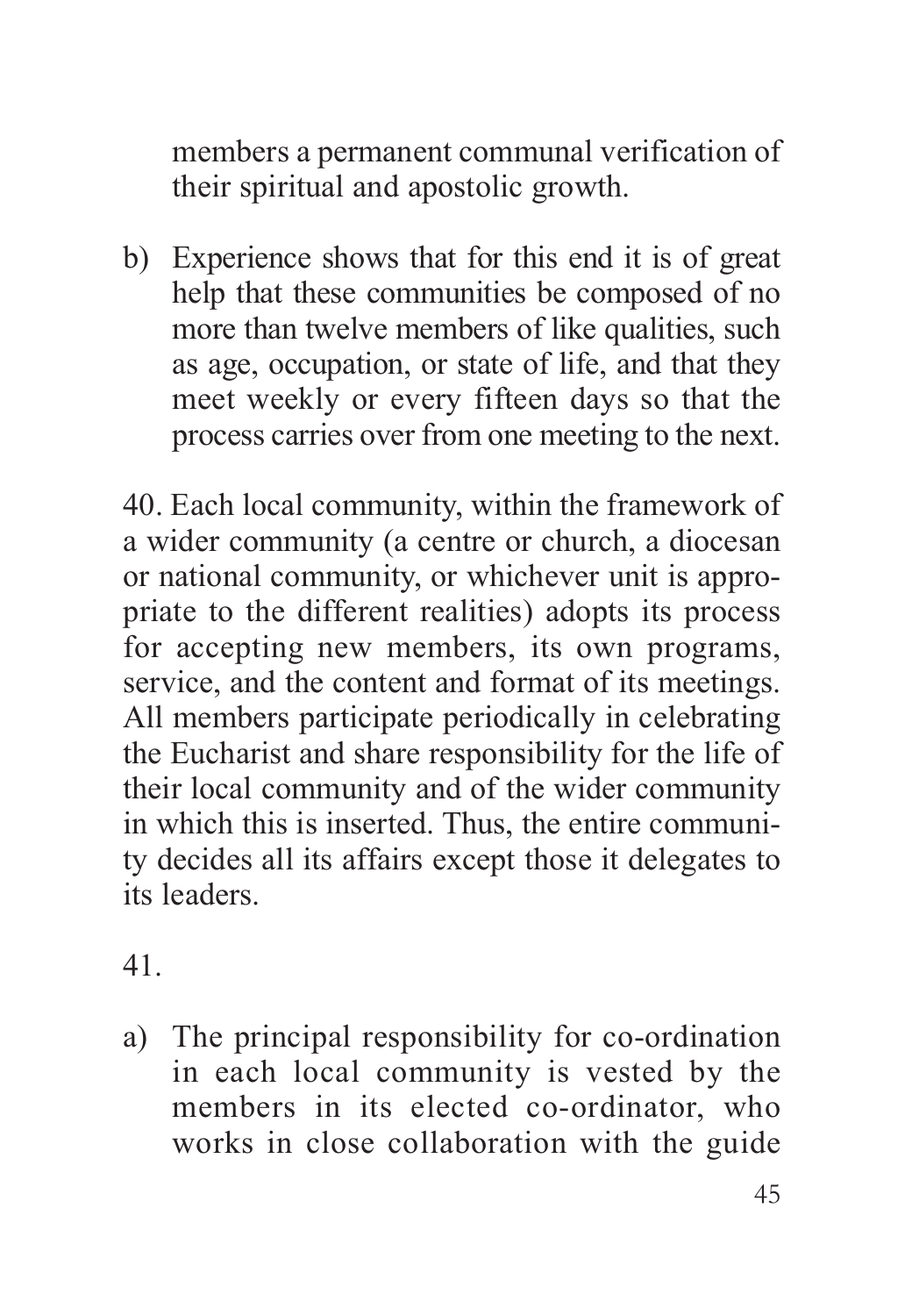members a permanent communal verification of their spiritual and apostolic growth.

b) Experience shows that for this end it is of great help that these communities be composed of no more than twelve members of like qualities, such as age, occupation, or state of life, and that they meet weekly or every fifteen days so that the process carries over from one meeting to the next.

40. Each local community, within the framework of a wider community (a centre or church, a diocesan or national community, or whichever unit is appropriate to the different realities) adopts its process for accepting new members, its own programs, service, and the content and format of its meetings. All members participate periodically in celebrating the Eucharist and share responsibility for the life of their local community and of the wider community in which this is inserted. Thus, the entire community decides all its affairs except those it delegates to its leaders.

41.

a) The principal responsibility for co-ordination in each local community is vested by the members in its elected co-ordinator, who works in close collaboration with the guide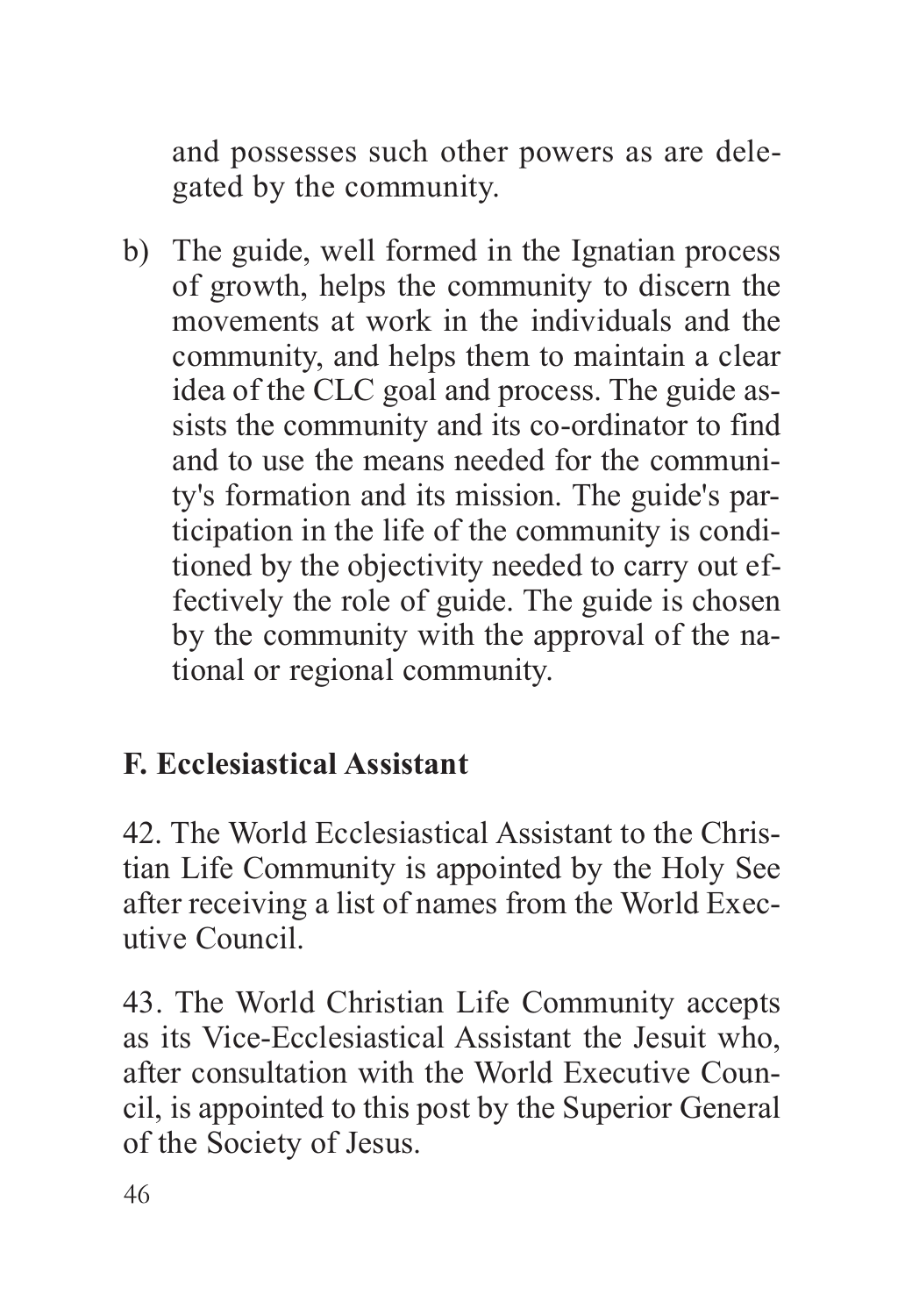and possesses such other powers as are delegated by the community.

b) The guide, well formed in the Ignatian process of growth, helps the community to discern the movements at work in the individuals and the community, and helps them to maintain a clear idea of the CLC goal and process. The guide assists the community and its co-ordinator to find and to use the means needed for the community's formation and its mission. The guide's participation in the life of the community is conditioned by the objectivity needed to carry out effectively the role of guide. The guide is chosen by the community with the approval of the national or regional community.

**F. Ecclesiastical Assistant**

42. The World Ecclesiastical Assistant to the Christian Life Community is appointed by the Holy See after receiving a list of names from the World Executive Council.

43. The World Christian Life Community accepts as its Vice-Ecclesiastical Assistant the Jesuit who, after consultation with the World Executive Council, is appointed to this post by the Superior General of the Society of Jesus.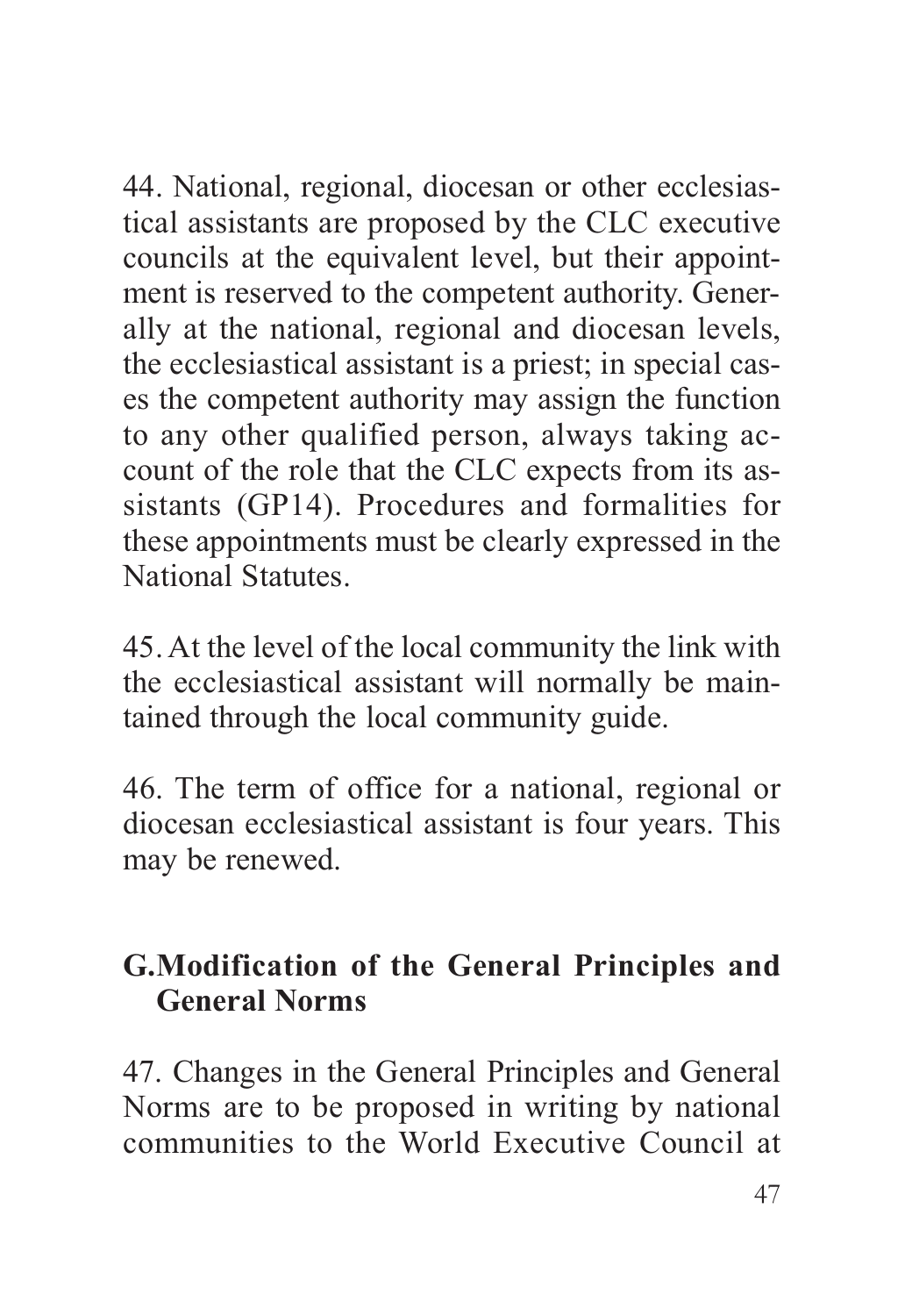44. National, regional, diocesan or other ecclesiastical assistants are proposed by the CLC executive councils at the equivalent level, but their appointment is reserved to the competent authority. Generally at the national, regional and diocesan levels, the ecclesiastical assistant is a priest; in special cases the competent authority may assign the function to any other qualified person, always taking account of the role that the CLC expects from its assistants (GP14). Procedures and formalities for these appointments must be clearly expressed in the National Statutes.

45. At the level of the local community the link with the ecclesiastical assistant will normally be maintained through the local community guide.

46. The term of office for a national, regional or diocesan ecclesiastical assistant is four years. This may be renewed.

## G. Modification of the General Principles and General Norms

47. Changes in the General Principles and General Norms are to be proposed in writing by national communities to the World Executive Council at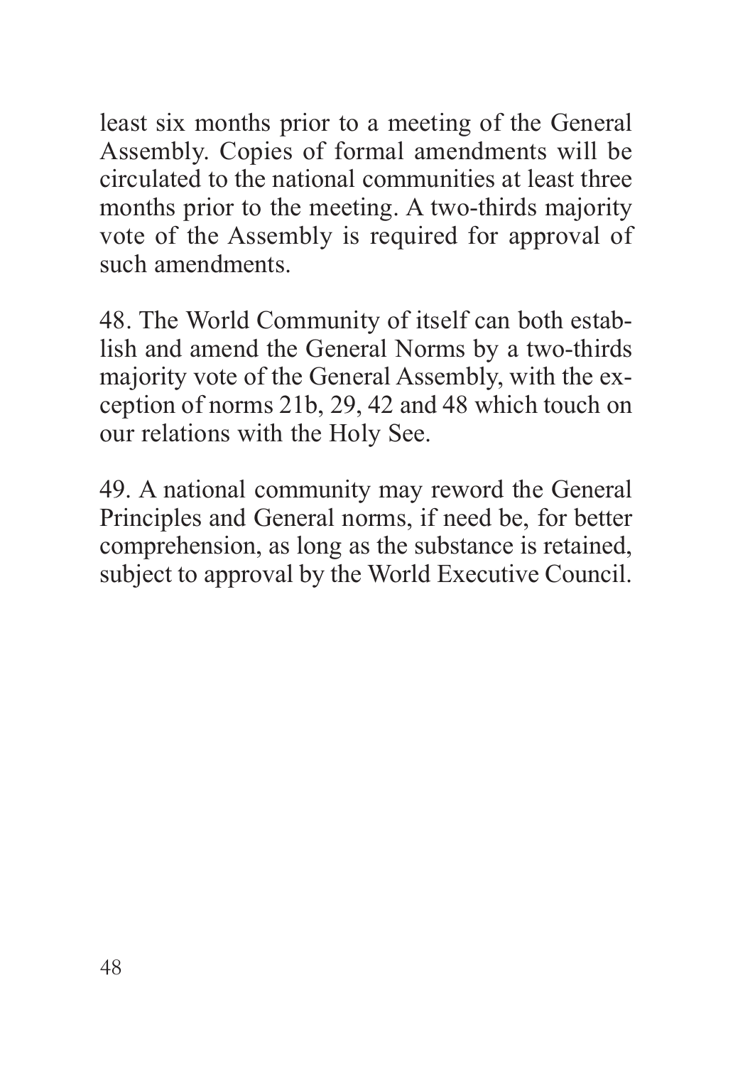least six months prior to a meeting of the General Assembly. Copies of formal amendments will be circulated to the national communities at least three months prior to the meeting. A two-thirds majority vote of the Assembly is required for approval of such amendments.

48. The World Community of itself can both establish and amend the General Norms by a two-thirds majority vote of the General Assembly, with the exception of norms 21b, 29, 42 and 48 which touch on our relations with the Holy See.

49. A national community may reword the General Principles and General norms, if need be, for better comprehension, as long as the substance is retained, subject to approval by the World Executive Council.